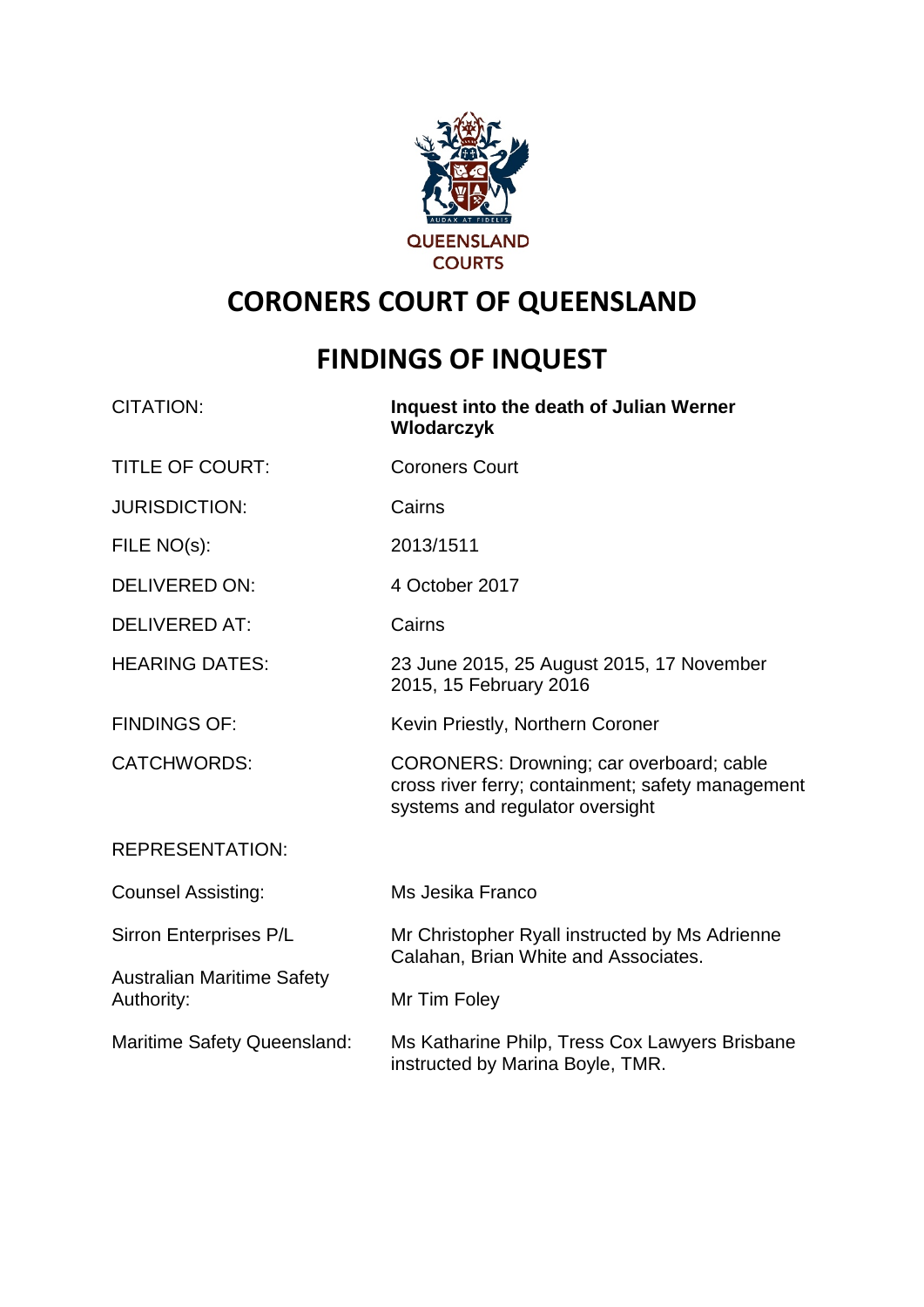QUEENSLAND COURTS

# CORONERS COURT OF QUEENSLAND

# FINDINGS OF INQUEST

| | |
|---|---|
| CITATION: | **Inquest into the death of Julian Werner Wlodarczyk** |
| TITLE OF COURT: | Coroners Court |
| JURISDICTION: | Cairns |
| FILE NO(s): | 2013/1511 |
| DELIVERED ON: | 4 October 2017 |
| DELIVERED AT: | Cairns |
| HEARING DATES: | 23 June 2015, 25 August 2015, 17 November 2015, 15 February 2016 |
| FINDINGS OF: | Kevin Priestly, Northern Coroner |
| CATCHWORDS: | CORONERS: Drowning; car overboard; cable cross river ferry; containment; safety management systems and regulator oversight |
| REPRESENTATION: | |
| Counsel Assisting: | Ms Jesika Franco |
| Sirron Enterprises P/L | Mr Christopher Ryall instructed by Ms Adrienne Calahan, Brian White and Associates. |
| Australian Maritime Safety Authority: | Mr Tim Foley |
| Maritime Safety Queensland: | Ms Katharine Philp, Tress Cox Lawyers Brisbane instructed by Marina Boyle, TMR. |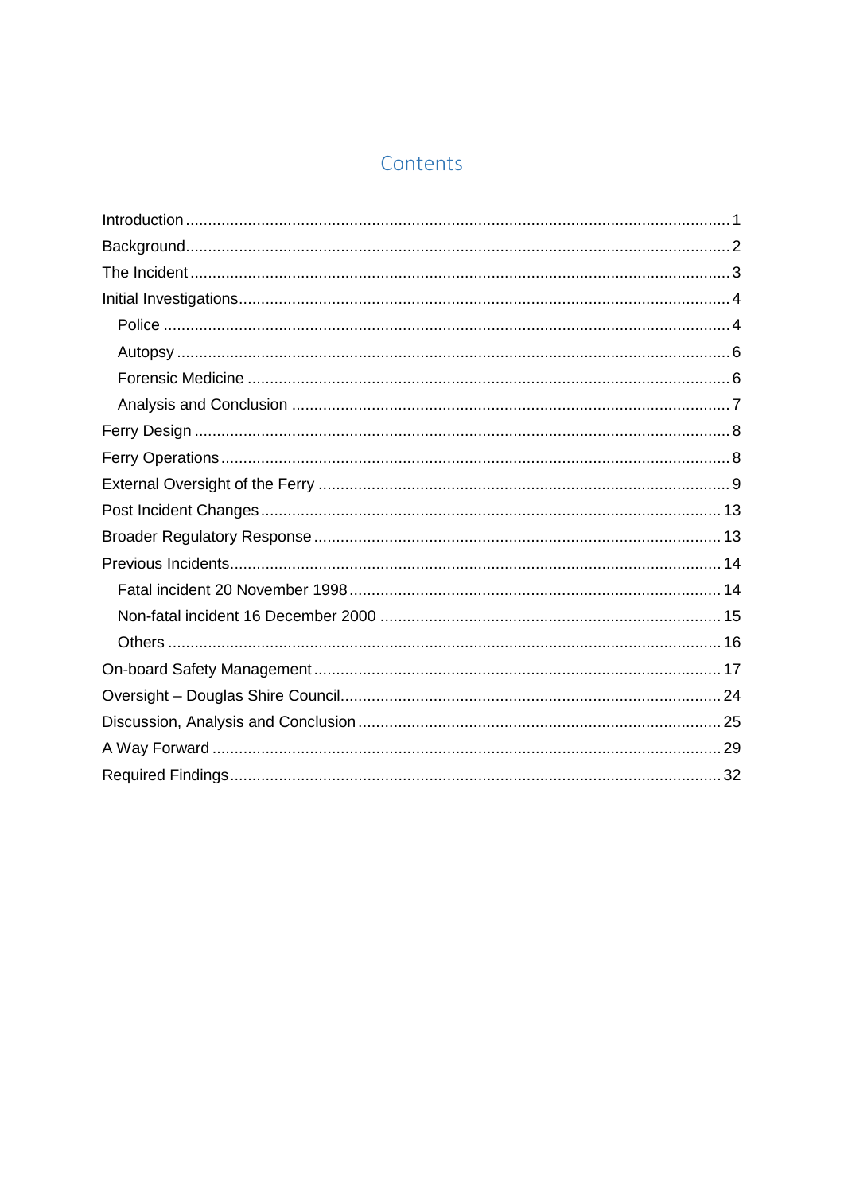# Contents

- Introduction ... 1
- Background ... 2
- The Incident ... 3
- Initial Investigations ... 4
  - Police ... 4
  - Autopsy ... 6
  - Forensic Medicine ... 6
  - Analysis and Conclusion ... 7
- Ferry Design ... 8
- Ferry Operations ... 8
- External Oversight of the Ferry ... 9
- Post Incident Changes ... 13
- Broader Regulatory Response ... 13
- Previous Incidents ... 14
  - Fatal incident 20 November 1998 ... 14
  - Non-fatal incident 16 December 2000 ... 15
  - Others ... 16
- On-board Safety Management ... 17
- Oversight – Douglas Shire Council ... 24
- Discussion, Analysis and Conclusion ... 25
- A Way Forward ... 29
- Required Findings ... 32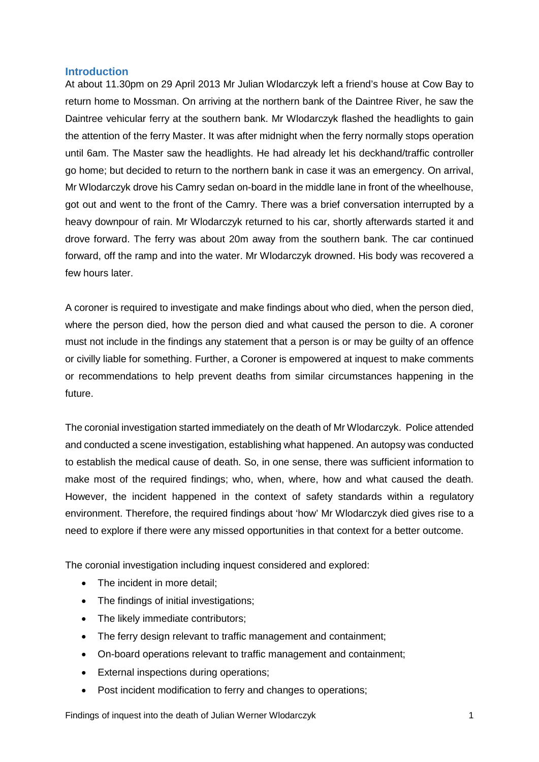## Introduction

At about 11.30pm on 29 April 2013 Mr Julian Wlodarczyk left a friend's house at Cow Bay to return home to Mossman. On arriving at the northern bank of the Daintree River, he saw the Daintree vehicular ferry at the southern bank. Mr Wlodarczyk flashed the headlights to gain the attention of the ferry Master. It was after midnight when the ferry normally stops operation until 6am. The Master saw the headlights. He had already let his deckhand/traffic controller go home; but decided to return to the northern bank in case it was an emergency. On arrival, Mr Wlodarczyk drove his Camry sedan on-board in the middle lane in front of the wheelhouse, got out and went to the front of the Camry. There was a brief conversation interrupted by a heavy downpour of rain. Mr Wlodarczyk returned to his car, shortly afterwards started it and drove forward. The ferry was about 20m away from the southern bank. The car continued forward, off the ramp and into the water. Mr Wlodarczyk drowned. His body was recovered a few hours later.

A coroner is required to investigate and make findings about who died, when the person died, where the person died, how the person died and what caused the person to die. A coroner must not include in the findings any statement that a person is or may be guilty of an offence or civilly liable for something. Further, a Coroner is empowered at inquest to make comments or recommendations to help prevent deaths from similar circumstances happening in the future.

The coronial investigation started immediately on the death of Mr Wlodarczyk. Police attended and conducted a scene investigation, establishing what happened. An autopsy was conducted to establish the medical cause of death. So, in one sense, there was sufficient information to make most of the required findings; who, when, where, how and what caused the death. However, the incident happened in the context of safety standards within a regulatory environment. Therefore, the required findings about 'how' Mr Wlodarczyk died gives rise to a need to explore if there were any missed opportunities in that context for a better outcome.

The coronial investigation including inquest considered and explored:

- The incident in more detail;
- The findings of initial investigations;
- The likely immediate contributors;
- The ferry design relevant to traffic management and containment;
- On-board operations relevant to traffic management and containment;
- External inspections during operations;
- Post incident modification to ferry and changes to operations;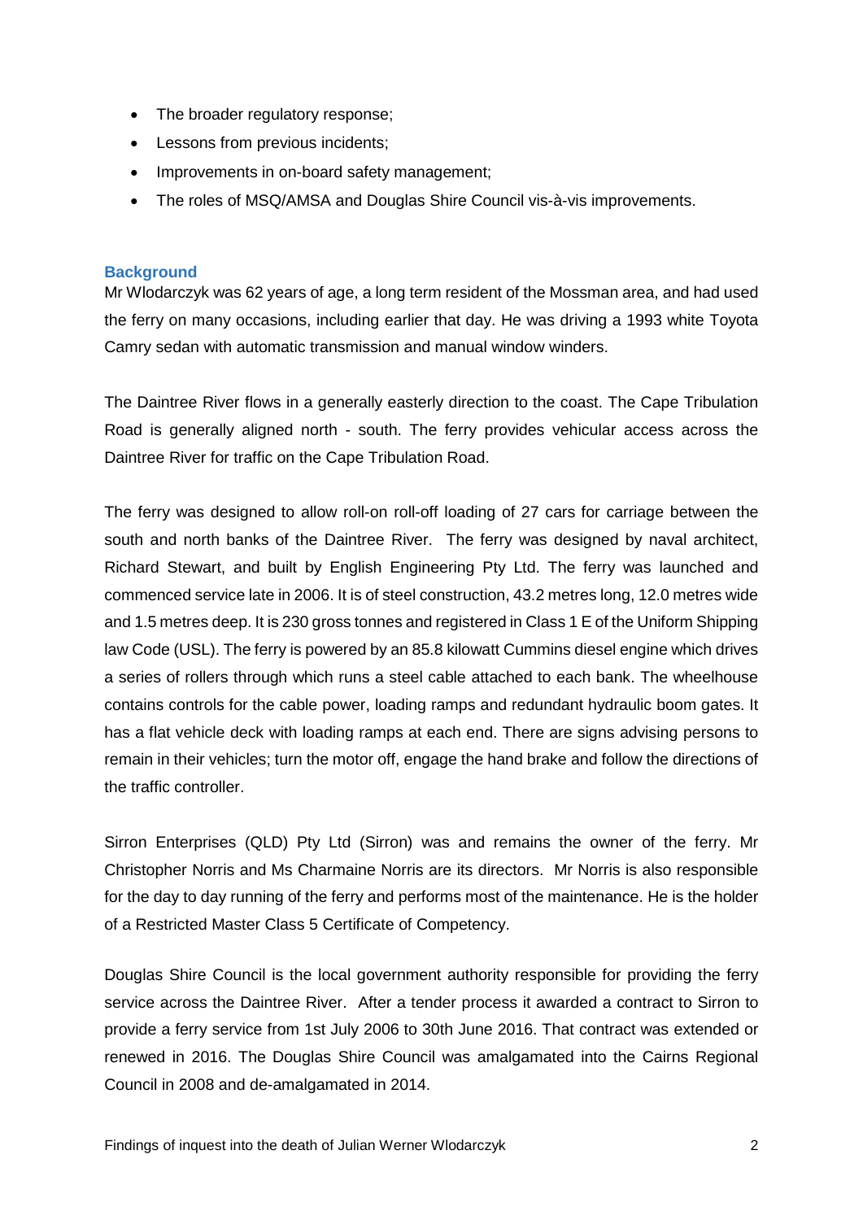- The broader regulatory response;
- Lessons from previous incidents;
- Improvements in on-board safety management;
- The roles of MSQ/AMSA and Douglas Shire Council vis-à-vis improvements.

## Background

Mr Wlodarczyk was 62 years of age, a long term resident of the Mossman area, and had used the ferry on many occasions, including earlier that day. He was driving a 1993 white Toyota Camry sedan with automatic transmission and manual window winders.

The Daintree River flows in a generally easterly direction to the coast. The Cape Tribulation Road is generally aligned north - south. The ferry provides vehicular access across the Daintree River for traffic on the Cape Tribulation Road.

The ferry was designed to allow roll-on roll-off loading of 27 cars for carriage between the south and north banks of the Daintree River. The ferry was designed by naval architect, Richard Stewart, and built by English Engineering Pty Ltd. The ferry was launched and commenced service late in 2006. It is of steel construction, 43.2 metres long, 12.0 metres wide and 1.5 metres deep. It is 230 gross tonnes and registered in Class 1 E of the Uniform Shipping law Code (USL). The ferry is powered by an 85.8 kilowatt Cummins diesel engine which drives a series of rollers through which runs a steel cable attached to each bank. The wheelhouse contains controls for the cable power, loading ramps and redundant hydraulic boom gates. It has a flat vehicle deck with loading ramps at each end. There are signs advising persons to remain in their vehicles; turn the motor off, engage the hand brake and follow the directions of the traffic controller.

Sirron Enterprises (QLD) Pty Ltd (Sirron) was and remains the owner of the ferry. Mr Christopher Norris and Ms Charmaine Norris are its directors. Mr Norris is also responsible for the day to day running of the ferry and performs most of the maintenance. He is the holder of a Restricted Master Class 5 Certificate of Competency.

Douglas Shire Council is the local government authority responsible for providing the ferry service across the Daintree River. After a tender process it awarded a contract to Sirron to provide a ferry service from 1st July 2006 to 30th June 2016. That contract was extended or renewed in 2016. The Douglas Shire Council was amalgamated into the Cairns Regional Council in 2008 and de-amalgamated in 2014.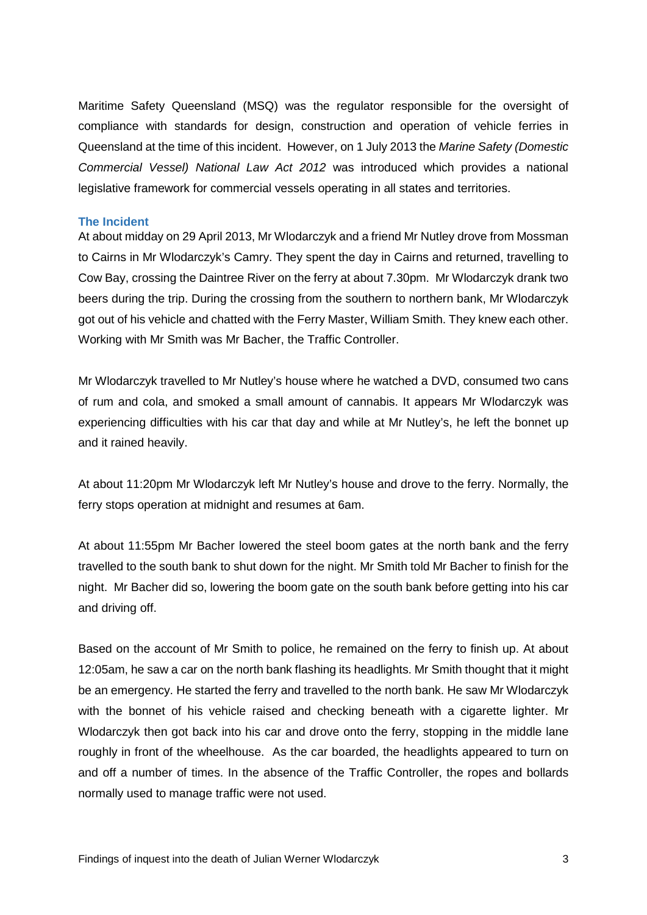Maritime Safety Queensland (MSQ) was the regulator responsible for the oversight of compliance with standards for design, construction and operation of vehicle ferries in Queensland at the time of this incident. However, on 1 July 2013 the *Marine Safety (Domestic Commercial Vessel) National Law Act 2012* was introduced which provides a national legislative framework for commercial vessels operating in all states and territories.

### The Incident

At about midday on 29 April 2013, Mr Wlodarczyk and a friend Mr Nutley drove from Mossman to Cairns in Mr Wlodarczyk's Camry. They spent the day in Cairns and returned, travelling to Cow Bay, crossing the Daintree River on the ferry at about 7.30pm. Mr Wlodarczyk drank two beers during the trip. During the crossing from the southern to northern bank, Mr Wlodarczyk got out of his vehicle and chatted with the Ferry Master, William Smith. They knew each other. Working with Mr Smith was Mr Bacher, the Traffic Controller.

Mr Wlodarczyk travelled to Mr Nutley's house where he watched a DVD, consumed two cans of rum and cola, and smoked a small amount of cannabis. It appears Mr Wlodarczyk was experiencing difficulties with his car that day and while at Mr Nutley's, he left the bonnet up and it rained heavily.

At about 11:20pm Mr Wlodarczyk left Mr Nutley's house and drove to the ferry. Normally, the ferry stops operation at midnight and resumes at 6am.

At about 11:55pm Mr Bacher lowered the steel boom gates at the north bank and the ferry travelled to the south bank to shut down for the night. Mr Smith told Mr Bacher to finish for the night. Mr Bacher did so, lowering the boom gate on the south bank before getting into his car and driving off.

Based on the account of Mr Smith to police, he remained on the ferry to finish up. At about 12:05am, he saw a car on the north bank flashing its headlights. Mr Smith thought that it might be an emergency. He started the ferry and travelled to the north bank. He saw Mr Wlodarczyk with the bonnet of his vehicle raised and checking beneath with a cigarette lighter. Mr Wlodarczyk then got back into his car and drove onto the ferry, stopping in the middle lane roughly in front of the wheelhouse. As the car boarded, the headlights appeared to turn on and off a number of times. In the absence of the Traffic Controller, the ropes and bollards normally used to manage traffic were not used.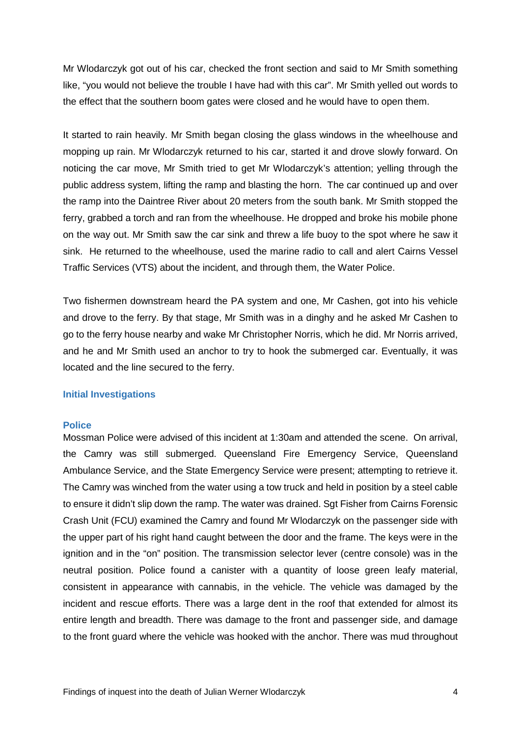Mr Wlodarczyk got out of his car, checked the front section and said to Mr Smith something like, "you would not believe the trouble I have had with this car". Mr Smith yelled out words to the effect that the southern boom gates were closed and he would have to open them.

It started to rain heavily. Mr Smith began closing the glass windows in the wheelhouse and mopping up rain. Mr Wlodarczyk returned to his car, started it and drove slowly forward. On noticing the car move, Mr Smith tried to get Mr Wlodarczyk's attention; yelling through the public address system, lifting the ramp and blasting the horn. The car continued up and over the ramp into the Daintree River about 20 meters from the south bank. Mr Smith stopped the ferry, grabbed a torch and ran from the wheelhouse. He dropped and broke his mobile phone on the way out. Mr Smith saw the car sink and threw a life buoy to the spot where he saw it sink. He returned to the wheelhouse, used the marine radio to call and alert Cairns Vessel Traffic Services (VTS) about the incident, and through them, the Water Police.

Two fishermen downstream heard the PA system and one, Mr Cashen, got into his vehicle and drove to the ferry. By that stage, Mr Smith was in a dinghy and he asked Mr Cashen to go to the ferry house nearby and wake Mr Christopher Norris, which he did. Mr Norris arrived, and he and Mr Smith used an anchor to try to hook the submerged car. Eventually, it was located and the line secured to the ferry.

## Initial Investigations

### Police

Mossman Police were advised of this incident at 1:30am and attended the scene. On arrival, the Camry was still submerged. Queensland Fire Emergency Service, Queensland Ambulance Service, and the State Emergency Service were present; attempting to retrieve it. The Camry was winched from the water using a tow truck and held in position by a steel cable to ensure it didn't slip down the ramp. The water was drained. Sgt Fisher from Cairns Forensic Crash Unit (FCU) examined the Camry and found Mr Wlodarczyk on the passenger side with the upper part of his right hand caught between the door and the frame. The keys were in the ignition and in the "on" position. The transmission selector lever (centre console) was in the neutral position. Police found a canister with a quantity of loose green leafy material, consistent in appearance with cannabis, in the vehicle. The vehicle was damaged by the incident and rescue efforts. There was a large dent in the roof that extended for almost its entire length and breadth. There was damage to the front and passenger side, and damage to the front guard where the vehicle was hooked with the anchor. There was mud throughout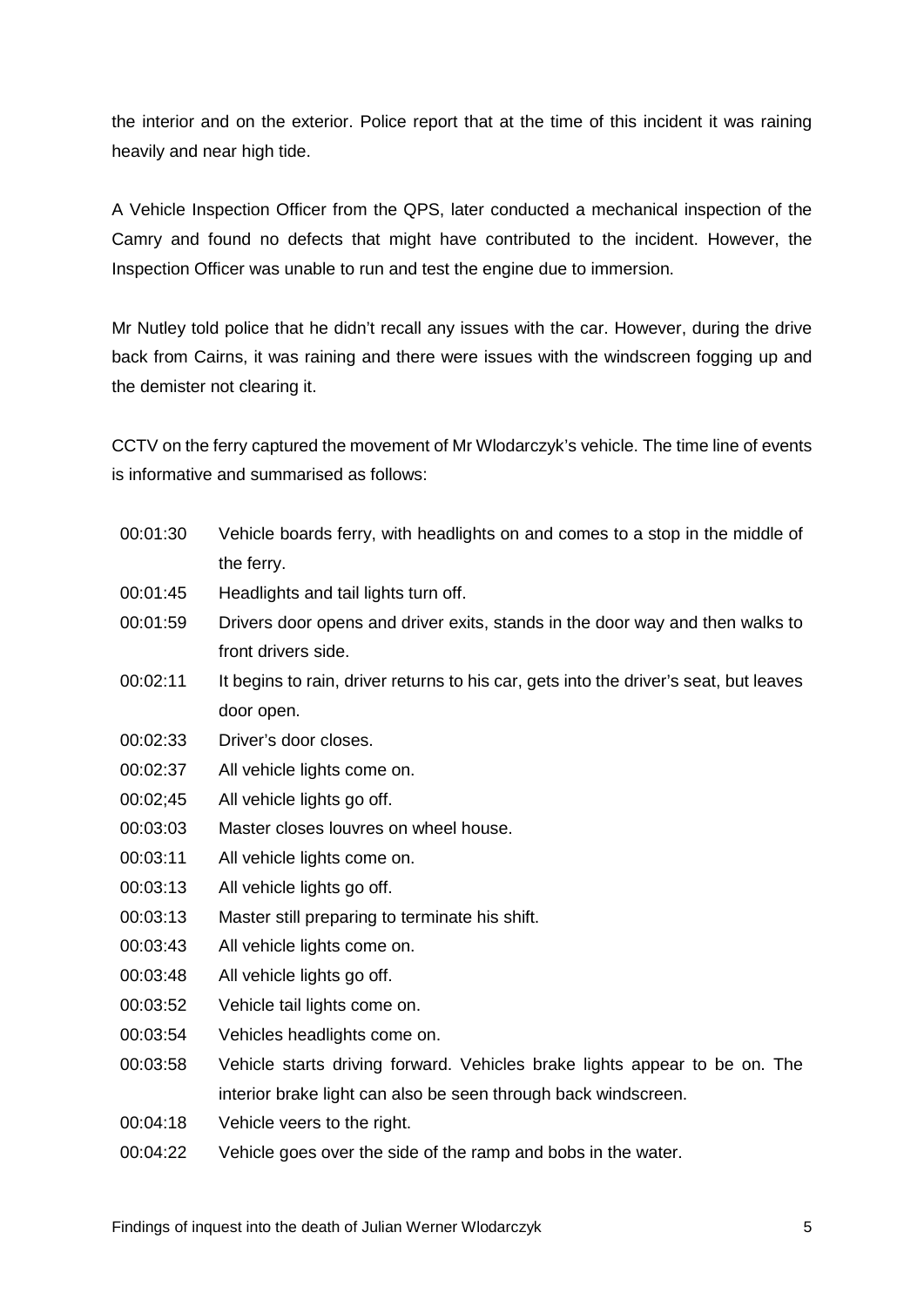the interior and on the exterior. Police report that at the time of this incident it was raining heavily and near high tide.

A Vehicle Inspection Officer from the QPS, later conducted a mechanical inspection of the Camry and found no defects that might have contributed to the incident. However, the Inspection Officer was unable to run and test the engine due to immersion.

Mr Nutley told police that he didn't recall any issues with the car. However, during the drive back from Cairns, it was raining and there were issues with the windscreen fogging up and the demister not clearing it.

CCTV on the ferry captured the movement of Mr Wlodarczyk's vehicle. The time line of events is informative and summarised as follows:

| | |
|---|---|
| 00:01:30 | Vehicle boards ferry, with headlights on and comes to a stop in the middle of the ferry. |
| 00:01:45 | Headlights and tail lights turn off. |
| 00:01:59 | Drivers door opens and driver exits, stands in the door way and then walks to front drivers side. |
| 00:02:11 | It begins to rain, driver returns to his car, gets into the driver's seat, but leaves door open. |
| 00:02:33 | Driver's door closes. |
| 00:02:37 | All vehicle lights come on. |
| 00:02;45 | All vehicle lights go off. |
| 00:03:03 | Master closes louvres on wheel house. |
| 00:03:11 | All vehicle lights come on. |
| 00:03:13 | All vehicle lights go off. |
| 00:03:13 | Master still preparing to terminate his shift. |
| 00:03:43 | All vehicle lights come on. |
| 00:03:48 | All vehicle lights go off. |
| 00:03:52 | Vehicle tail lights come on. |
| 00:03:54 | Vehicles headlights come on. |
| 00:03:58 | Vehicle starts driving forward. Vehicles brake lights appear to be on. The interior brake light can also be seen through back windscreen. |
| 00:04:18 | Vehicle veers to the right. |
| 00:04:22 | Vehicle goes over the side of the ramp and bobs in the water. |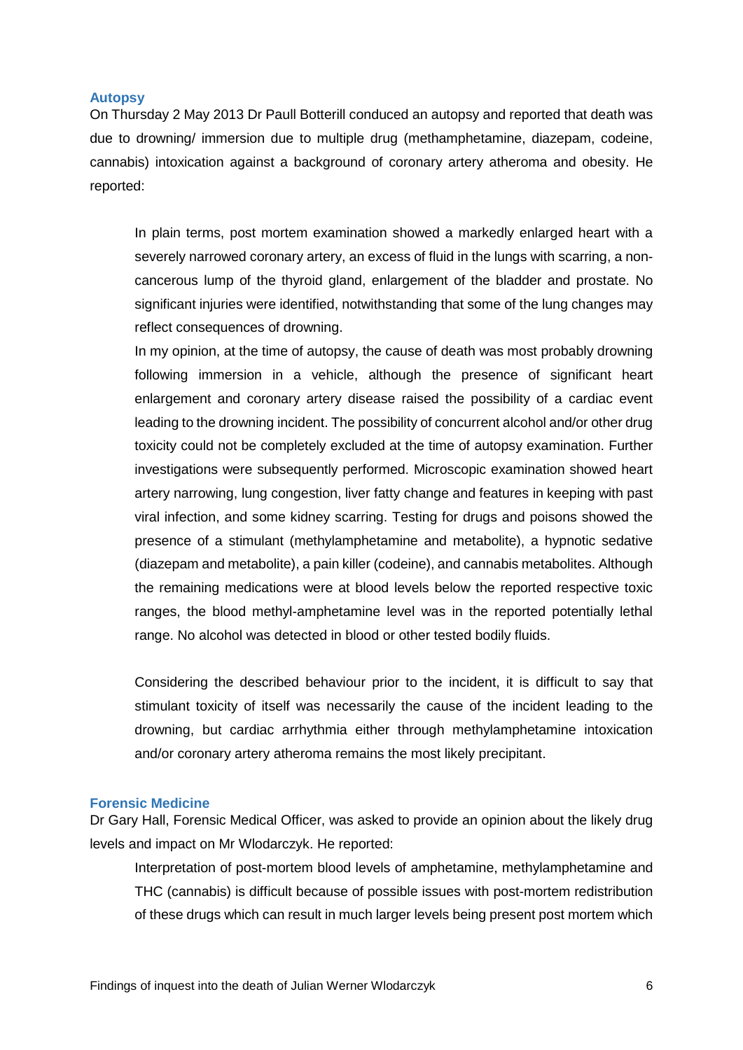### Autopsy

On Thursday 2 May 2013 Dr Paull Botterill conduced an autopsy and reported that death was due to drowning/ immersion due to multiple drug (methamphetamine, diazepam, codeine, cannabis) intoxication against a background of coronary artery atheroma and obesity. He reported:

> In plain terms, post mortem examination showed a markedly enlarged heart with a severely narrowed coronary artery, an excess of fluid in the lungs with scarring, a non-cancerous lump of the thyroid gland, enlargement of the bladder and prostate. No significant injuries were identified, notwithstanding that some of the lung changes may reflect consequences of drowning.
>
> In my opinion, at the time of autopsy, the cause of death was most probably drowning following immersion in a vehicle, although the presence of significant heart enlargement and coronary artery disease raised the possibility of a cardiac event leading to the drowning incident. The possibility of concurrent alcohol and/or other drug toxicity could not be completely excluded at the time of autopsy examination. Further investigations were subsequently performed. Microscopic examination showed heart artery narrowing, lung congestion, liver fatty change and features in keeping with past viral infection, and some kidney scarring. Testing for drugs and poisons showed the presence of a stimulant (methylamphetamine and metabolite), a hypnotic sedative (diazepam and metabolite), a pain killer (codeine), and cannabis metabolites. Although the remaining medications were at blood levels below the reported respective toxic ranges, the blood methyl-amphetamine level was in the reported potentially lethal range. No alcohol was detected in blood or other tested bodily fluids.
>
> Considering the described behaviour prior to the incident, it is difficult to say that stimulant toxicity of itself was necessarily the cause of the incident leading to the drowning, but cardiac arrhythmia either through methylamphetamine intoxication and/or coronary artery atheroma remains the most likely precipitant.

### Forensic Medicine

Dr Gary Hall, Forensic Medical Officer, was asked to provide an opinion about the likely drug levels and impact on Mr Wlodarczyk. He reported:

> Interpretation of post-mortem blood levels of amphetamine, methylamphetamine and THC (cannabis) is difficult because of possible issues with post-mortem redistribution of these drugs which can result in much larger levels being present post mortem which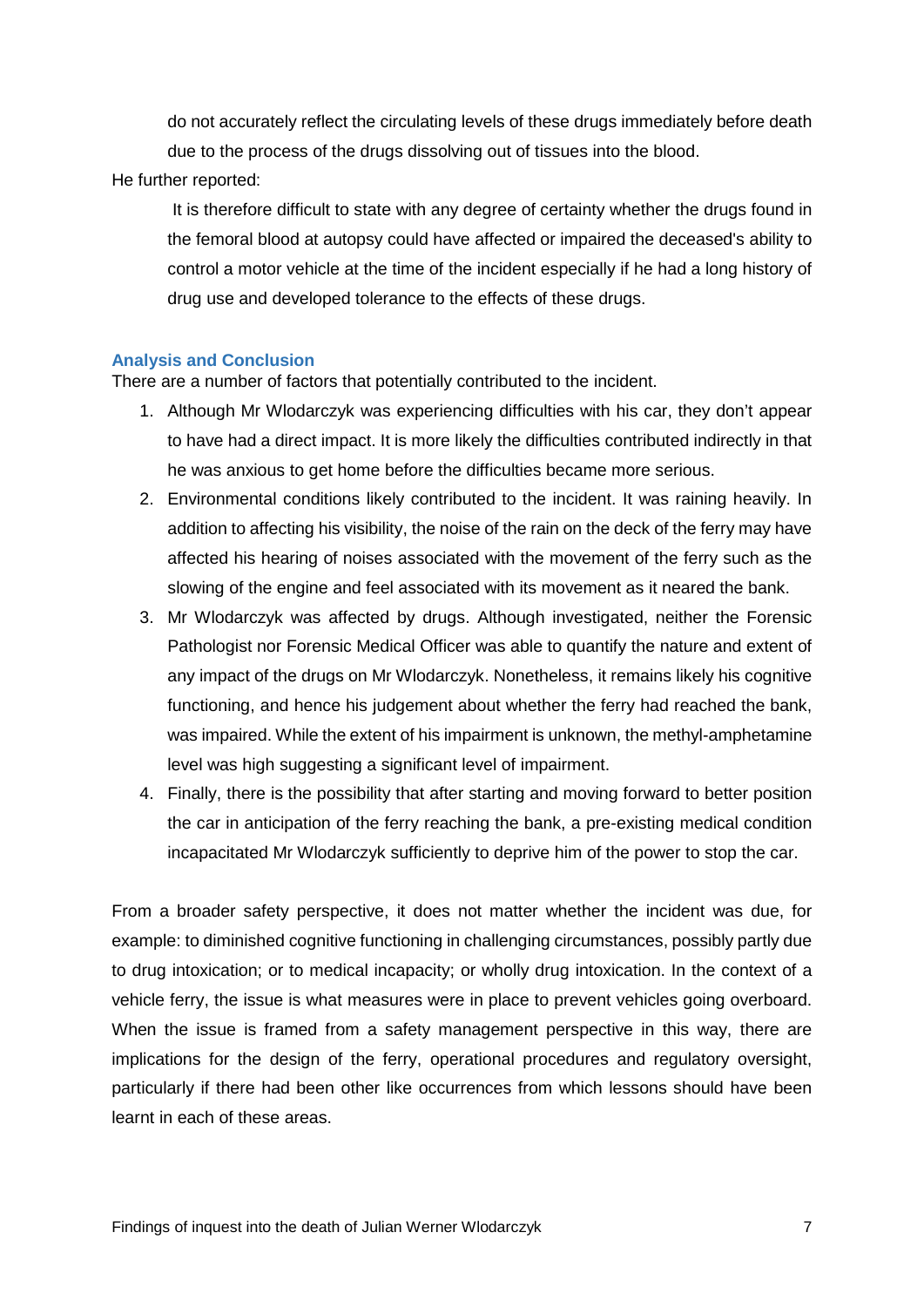> do not accurately reflect the circulating levels of these drugs immediately before death due to the process of the drugs dissolving out of tissues into the blood.

He further reported:

> It is therefore difficult to state with any degree of certainty whether the drugs found in the femoral blood at autopsy could have affected or impaired the deceased's ability to control a motor vehicle at the time of the incident especially if he had a long history of drug use and developed tolerance to the effects of these drugs.

### Analysis and Conclusion

There are a number of factors that potentially contributed to the incident.

1. Although Mr Wlodarczyk was experiencing difficulties with his car, they don't appear to have had a direct impact. It is more likely the difficulties contributed indirectly in that he was anxious to get home before the difficulties became more serious.
2. Environmental conditions likely contributed to the incident. It was raining heavily. In addition to affecting his visibility, the noise of the rain on the deck of the ferry may have affected his hearing of noises associated with the movement of the ferry such as the slowing of the engine and feel associated with its movement as it neared the bank.
3. Mr Wlodarczyk was affected by drugs. Although investigated, neither the Forensic Pathologist nor Forensic Medical Officer was able to quantify the nature and extent of any impact of the drugs on Mr Wlodarczyk. Nonetheless, it remains likely his cognitive functioning, and hence his judgement about whether the ferry had reached the bank, was impaired. While the extent of his impairment is unknown, the methyl-amphetamine level was high suggesting a significant level of impairment.
4. Finally, there is the possibility that after starting and moving forward to better position the car in anticipation of the ferry reaching the bank, a pre-existing medical condition incapacitated Mr Wlodarczyk sufficiently to deprive him of the power to stop the car.

From a broader safety perspective, it does not matter whether the incident was due, for example: to diminished cognitive functioning in challenging circumstances, possibly partly due to drug intoxication; or to medical incapacity; or wholly drug intoxication. In the context of a vehicle ferry, the issue is what measures were in place to prevent vehicles going overboard. When the issue is framed from a safety management perspective in this way, there are implications for the design of the ferry, operational procedures and regulatory oversight, particularly if there had been other like occurrences from which lessons should have been learnt in each of these areas.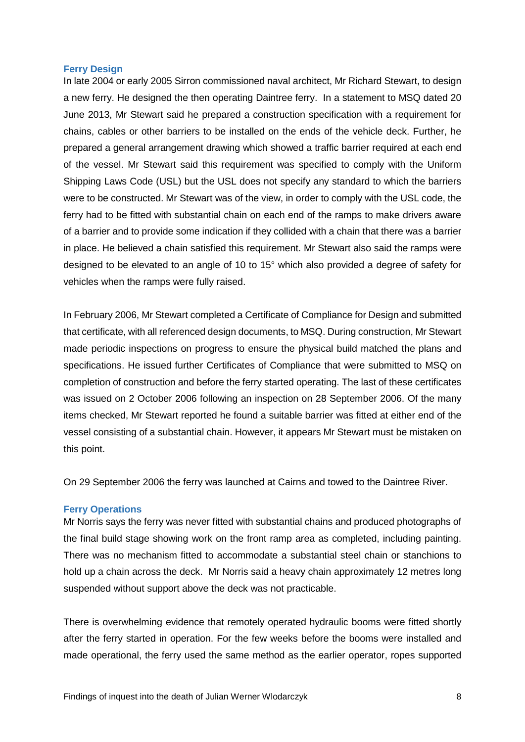### Ferry Design

In late 2004 or early 2005 Sirron commissioned naval architect, Mr Richard Stewart, to design a new ferry. He designed the then operating Daintree ferry. In a statement to MSQ dated 20 June 2013, Mr Stewart said he prepared a construction specification with a requirement for chains, cables or other barriers to be installed on the ends of the vehicle deck. Further, he prepared a general arrangement drawing which showed a traffic barrier required at each end of the vessel. Mr Stewart said this requirement was specified to comply with the Uniform Shipping Laws Code (USL) but the USL does not specify any standard to which the barriers were to be constructed. Mr Stewart was of the view, in order to comply with the USL code, the ferry had to be fitted with substantial chain on each end of the ramps to make drivers aware of a barrier and to provide some indication if they collided with a chain that there was a barrier in place. He believed a chain satisfied this requirement. Mr Stewart also said the ramps were designed to be elevated to an angle of 10 to 15° which also provided a degree of safety for vehicles when the ramps were fully raised.

In February 2006, Mr Stewart completed a Certificate of Compliance for Design and submitted that certificate, with all referenced design documents, to MSQ. During construction, Mr Stewart made periodic inspections on progress to ensure the physical build matched the plans and specifications. He issued further Certificates of Compliance that were submitted to MSQ on completion of construction and before the ferry started operating. The last of these certificates was issued on 2 October 2006 following an inspection on 28 September 2006. Of the many items checked, Mr Stewart reported he found a suitable barrier was fitted at either end of the vessel consisting of a substantial chain. However, it appears Mr Stewart must be mistaken on this point.

On 29 September 2006 the ferry was launched at Cairns and towed to the Daintree River.

### Ferry Operations

Mr Norris says the ferry was never fitted with substantial chains and produced photographs of the final build stage showing work on the front ramp area as completed, including painting. There was no mechanism fitted to accommodate a substantial steel chain or stanchions to hold up a chain across the deck. Mr Norris said a heavy chain approximately 12 metres long suspended without support above the deck was not practicable.

There is overwhelming evidence that remotely operated hydraulic booms were fitted shortly after the ferry started in operation. For the few weeks before the booms were installed and made operational, the ferry used the same method as the earlier operator, ropes supported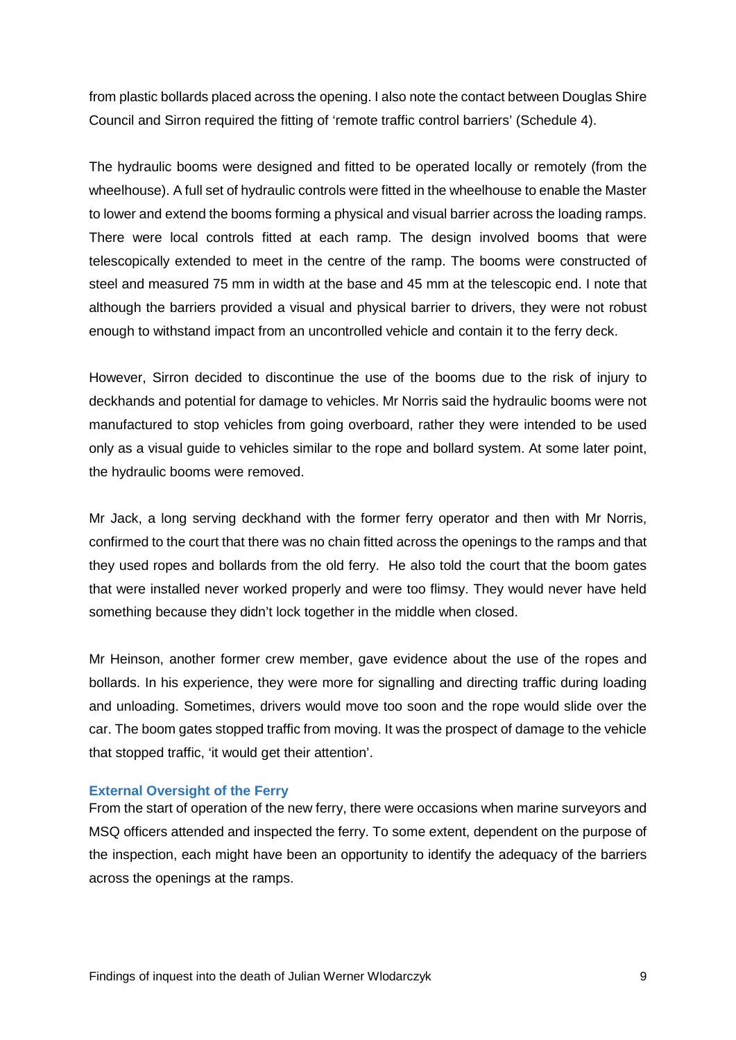from plastic bollards placed across the opening. I also note the contact between Douglas Shire Council and Sirron required the fitting of 'remote traffic control barriers' (Schedule 4).

The hydraulic booms were designed and fitted to be operated locally or remotely (from the wheelhouse). A full set of hydraulic controls were fitted in the wheelhouse to enable the Master to lower and extend the booms forming a physical and visual barrier across the loading ramps. There were local controls fitted at each ramp. The design involved booms that were telescopically extended to meet in the centre of the ramp. The booms were constructed of steel and measured 75 mm in width at the base and 45 mm at the telescopic end. I note that although the barriers provided a visual and physical barrier to drivers, they were not robust enough to withstand impact from an uncontrolled vehicle and contain it to the ferry deck.

However, Sirron decided to discontinue the use of the booms due to the risk of injury to deckhands and potential for damage to vehicles. Mr Norris said the hydraulic booms were not manufactured to stop vehicles from going overboard, rather they were intended to be used only as a visual guide to vehicles similar to the rope and bollard system. At some later point, the hydraulic booms were removed.

Mr Jack, a long serving deckhand with the former ferry operator and then with Mr Norris, confirmed to the court that there was no chain fitted across the openings to the ramps and that they used ropes and bollards from the old ferry. He also told the court that the boom gates that were installed never worked properly and were too flimsy. They would never have held something because they didn't lock together in the middle when closed.

Mr Heinson, another former crew member, gave evidence about the use of the ropes and bollards. In his experience, they were more for signalling and directing traffic during loading and unloading. Sometimes, drivers would move too soon and the rope would slide over the car. The boom gates stopped traffic from moving. It was the prospect of damage to the vehicle that stopped traffic, 'it would get their attention'.

### External Oversight of the Ferry

From the start of operation of the new ferry, there were occasions when marine surveyors and MSQ officers attended and inspected the ferry. To some extent, dependent on the purpose of the inspection, each might have been an opportunity to identify the adequacy of the barriers across the openings at the ramps.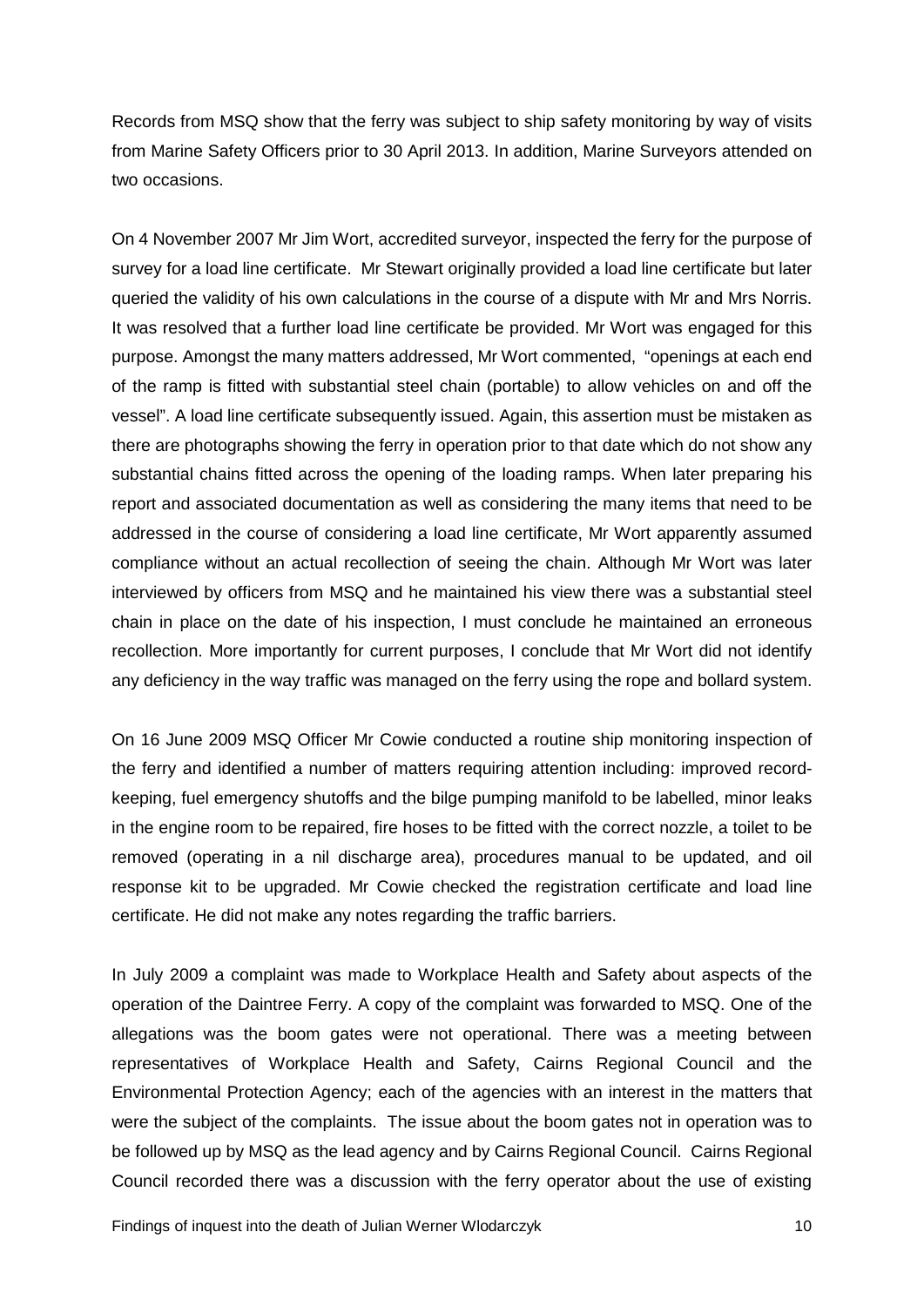Records from MSQ show that the ferry was subject to ship safety monitoring by way of visits from Marine Safety Officers prior to 30 April 2013. In addition, Marine Surveyors attended on two occasions.

On 4 November 2007 Mr Jim Wort, accredited surveyor, inspected the ferry for the purpose of survey for a load line certificate. Mr Stewart originally provided a load line certificate but later queried the validity of his own calculations in the course of a dispute with Mr and Mrs Norris. It was resolved that a further load line certificate be provided. Mr Wort was engaged for this purpose. Amongst the many matters addressed, Mr Wort commented, "openings at each end of the ramp is fitted with substantial steel chain (portable) to allow vehicles on and off the vessel". A load line certificate subsequently issued. Again, this assertion must be mistaken as there are photographs showing the ferry in operation prior to that date which do not show any substantial chains fitted across the opening of the loading ramps. When later preparing his report and associated documentation as well as considering the many items that need to be addressed in the course of considering a load line certificate, Mr Wort apparently assumed compliance without an actual recollection of seeing the chain. Although Mr Wort was later interviewed by officers from MSQ and he maintained his view there was a substantial steel chain in place on the date of his inspection, I must conclude he maintained an erroneous recollection. More importantly for current purposes, I conclude that Mr Wort did not identify any deficiency in the way traffic was managed on the ferry using the rope and bollard system.

On 16 June 2009 MSQ Officer Mr Cowie conducted a routine ship monitoring inspection of the ferry and identified a number of matters requiring attention including: improved record-keeping, fuel emergency shutoffs and the bilge pumping manifold to be labelled, minor leaks in the engine room to be repaired, fire hoses to be fitted with the correct nozzle, a toilet to be removed (operating in a nil discharge area), procedures manual to be updated, and oil response kit to be upgraded. Mr Cowie checked the registration certificate and load line certificate. He did not make any notes regarding the traffic barriers.

In July 2009 a complaint was made to Workplace Health and Safety about aspects of the operation of the Daintree Ferry. A copy of the complaint was forwarded to MSQ. One of the allegations was the boom gates were not operational. There was a meeting between representatives of Workplace Health and Safety, Cairns Regional Council and the Environmental Protection Agency; each of the agencies with an interest in the matters that were the subject of the complaints. The issue about the boom gates not in operation was to be followed up by MSQ as the lead agency and by Cairns Regional Council. Cairns Regional Council recorded there was a discussion with the ferry operator about the use of existing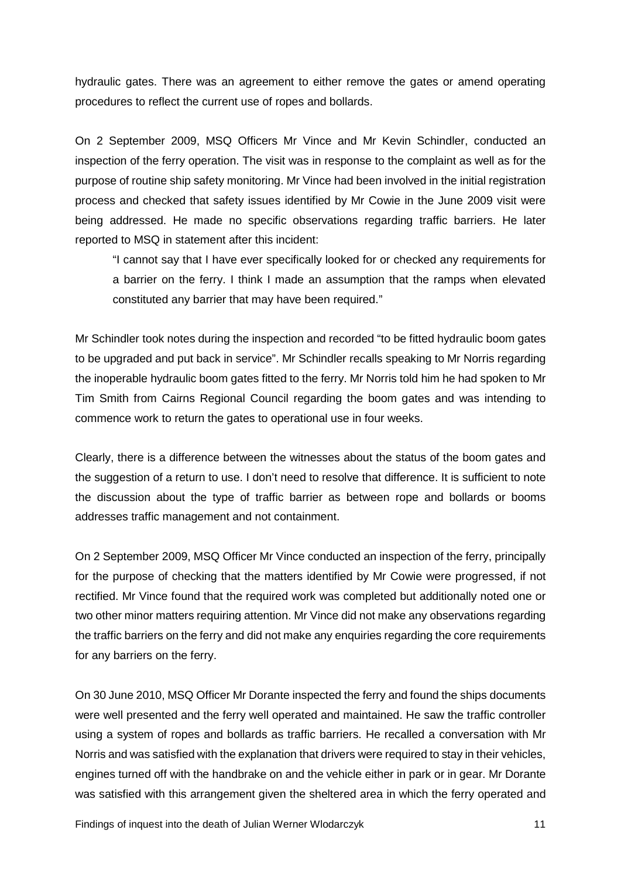hydraulic gates. There was an agreement to either remove the gates or amend operating procedures to reflect the current use of ropes and bollards.

On 2 September 2009, MSQ Officers Mr Vince and Mr Kevin Schindler, conducted an inspection of the ferry operation. The visit was in response to the complaint as well as for the purpose of routine ship safety monitoring. Mr Vince had been involved in the initial registration process and checked that safety issues identified by Mr Cowie in the June 2009 visit were being addressed. He made no specific observations regarding traffic barriers. He later reported to MSQ in statement after this incident:

> "I cannot say that I have ever specifically looked for or checked any requirements for a barrier on the ferry. I think I made an assumption that the ramps when elevated constituted any barrier that may have been required."

Mr Schindler took notes during the inspection and recorded "to be fitted hydraulic boom gates to be upgraded and put back in service". Mr Schindler recalls speaking to Mr Norris regarding the inoperable hydraulic boom gates fitted to the ferry. Mr Norris told him he had spoken to Mr Tim Smith from Cairns Regional Council regarding the boom gates and was intending to commence work to return the gates to operational use in four weeks.

Clearly, there is a difference between the witnesses about the status of the boom gates and the suggestion of a return to use. I don't need to resolve that difference. It is sufficient to note the discussion about the type of traffic barrier as between rope and bollards or booms addresses traffic management and not containment.

On 2 September 2009, MSQ Officer Mr Vince conducted an inspection of the ferry, principally for the purpose of checking that the matters identified by Mr Cowie were progressed, if not rectified. Mr Vince found that the required work was completed but additionally noted one or two other minor matters requiring attention. Mr Vince did not make any observations regarding the traffic barriers on the ferry and did not make any enquiries regarding the core requirements for any barriers on the ferry.

On 30 June 2010, MSQ Officer Mr Dorante inspected the ferry and found the ships documents were well presented and the ferry well operated and maintained. He saw the traffic controller using a system of ropes and bollards as traffic barriers. He recalled a conversation with Mr Norris and was satisfied with the explanation that drivers were required to stay in their vehicles, engines turned off with the handbrake on and the vehicle either in park or in gear. Mr Dorante was satisfied with this arrangement given the sheltered area in which the ferry operated and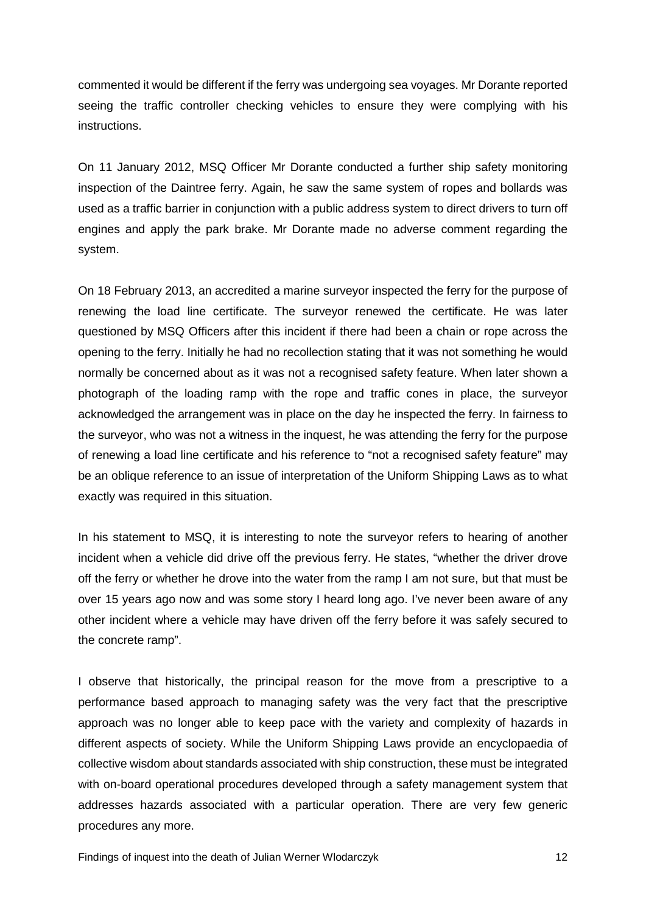commented it would be different if the ferry was undergoing sea voyages. Mr Dorante reported seeing the traffic controller checking vehicles to ensure they were complying with his instructions.

On 11 January 2012, MSQ Officer Mr Dorante conducted a further ship safety monitoring inspection of the Daintree ferry. Again, he saw the same system of ropes and bollards was used as a traffic barrier in conjunction with a public address system to direct drivers to turn off engines and apply the park brake. Mr Dorante made no adverse comment regarding the system.

On 18 February 2013, an accredited a marine surveyor inspected the ferry for the purpose of renewing the load line certificate. The surveyor renewed the certificate. He was later questioned by MSQ Officers after this incident if there had been a chain or rope across the opening to the ferry. Initially he had no recollection stating that it was not something he would normally be concerned about as it was not a recognised safety feature. When later shown a photograph of the loading ramp with the rope and traffic cones in place, the surveyor acknowledged the arrangement was in place on the day he inspected the ferry. In fairness to the surveyor, who was not a witness in the inquest, he was attending the ferry for the purpose of renewing a load line certificate and his reference to "not a recognised safety feature" may be an oblique reference to an issue of interpretation of the Uniform Shipping Laws as to what exactly was required in this situation.

In his statement to MSQ, it is interesting to note the surveyor refers to hearing of another incident when a vehicle did drive off the previous ferry. He states, "whether the driver drove off the ferry or whether he drove into the water from the ramp I am not sure, but that must be over 15 years ago now and was some story I heard long ago. I've never been aware of any other incident where a vehicle may have driven off the ferry before it was safely secured to the concrete ramp".

I observe that historically, the principal reason for the move from a prescriptive to a performance based approach to managing safety was the very fact that the prescriptive approach was no longer able to keep pace with the variety and complexity of hazards in different aspects of society. While the Uniform Shipping Laws provide an encyclopaedia of collective wisdom about standards associated with ship construction, these must be integrated with on-board operational procedures developed through a safety management system that addresses hazards associated with a particular operation. There are very few generic procedures any more.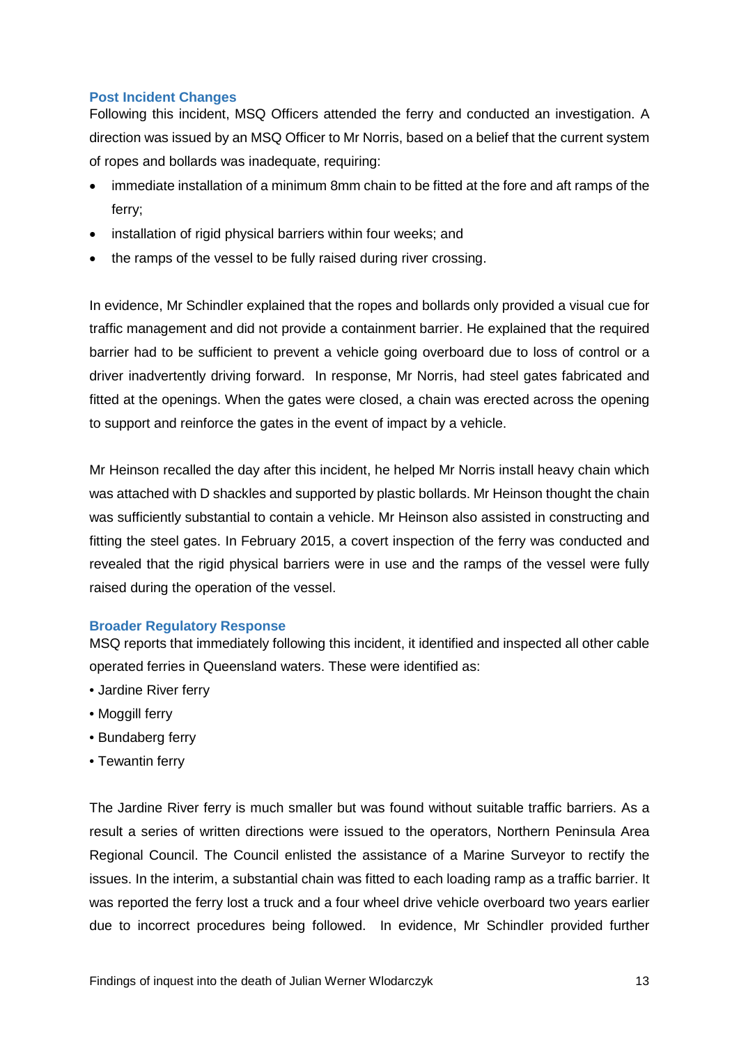### Post Incident Changes

Following this incident, MSQ Officers attended the ferry and conducted an investigation. A direction was issued by an MSQ Officer to Mr Norris, based on a belief that the current system of ropes and bollards was inadequate, requiring:

- immediate installation of a minimum 8mm chain to be fitted at the fore and aft ramps of the ferry;
- installation of rigid physical barriers within four weeks; and
- the ramps of the vessel to be fully raised during river crossing.

In evidence, Mr Schindler explained that the ropes and bollards only provided a visual cue for traffic management and did not provide a containment barrier. He explained that the required barrier had to be sufficient to prevent a vehicle going overboard due to loss of control or a driver inadvertently driving forward. In response, Mr Norris, had steel gates fabricated and fitted at the openings. When the gates were closed, a chain was erected across the opening to support and reinforce the gates in the event of impact by a vehicle.

Mr Heinson recalled the day after this incident, he helped Mr Norris install heavy chain which was attached with D shackles and supported by plastic bollards. Mr Heinson thought the chain was sufficiently substantial to contain a vehicle. Mr Heinson also assisted in constructing and fitting the steel gates. In February 2015, a covert inspection of the ferry was conducted and revealed that the rigid physical barriers were in use and the ramps of the vessel were fully raised during the operation of the vessel.

### Broader Regulatory Response

MSQ reports that immediately following this incident, it identified and inspected all other cable operated ferries in Queensland waters. These were identified as:

- Jardine River ferry
- Moggill ferry
- Bundaberg ferry
- Tewantin ferry

The Jardine River ferry is much smaller but was found without suitable traffic barriers. As a result a series of written directions were issued to the operators, Northern Peninsula Area Regional Council. The Council enlisted the assistance of a Marine Surveyor to rectify the issues. In the interim, a substantial chain was fitted to each loading ramp as a traffic barrier. It was reported the ferry lost a truck and a four wheel drive vehicle overboard two years earlier due to incorrect procedures being followed. In evidence, Mr Schindler provided further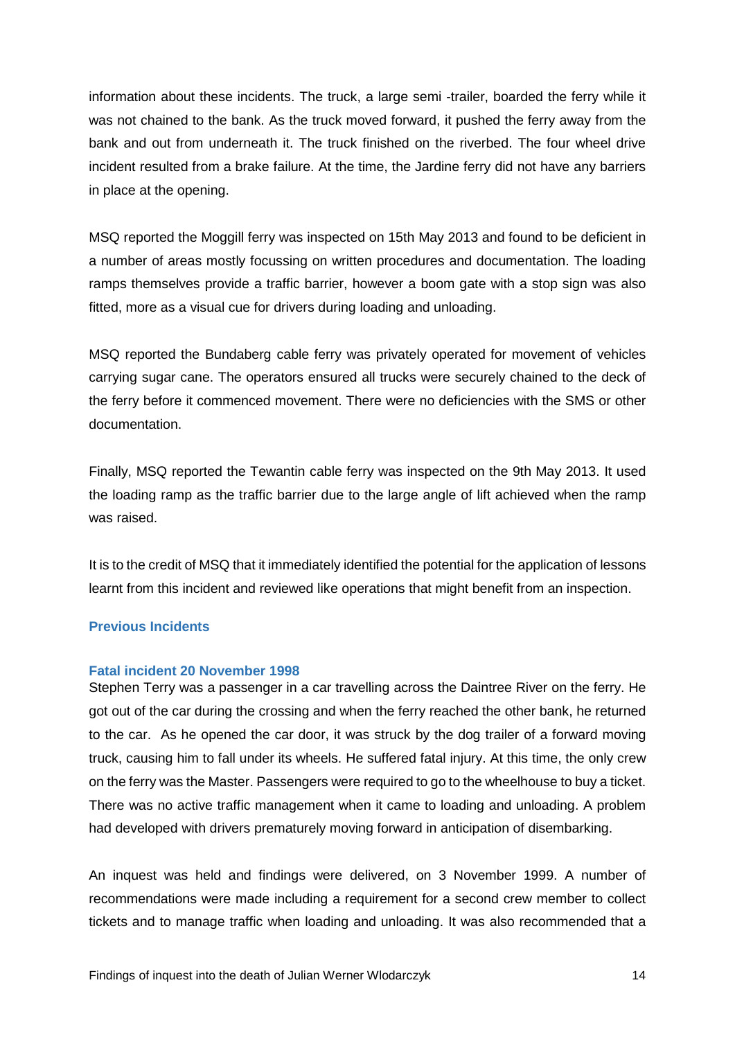information about these incidents. The truck, a large semi -trailer, boarded the ferry while it was not chained to the bank. As the truck moved forward, it pushed the ferry away from the bank and out from underneath it. The truck finished on the riverbed. The four wheel drive incident resulted from a brake failure. At the time, the Jardine ferry did not have any barriers in place at the opening.

MSQ reported the Moggill ferry was inspected on 15th May 2013 and found to be deficient in a number of areas mostly focussing on written procedures and documentation. The loading ramps themselves provide a traffic barrier, however a boom gate with a stop sign was also fitted, more as a visual cue for drivers during loading and unloading.

MSQ reported the Bundaberg cable ferry was privately operated for movement of vehicles carrying sugar cane. The operators ensured all trucks were securely chained to the deck of the ferry before it commenced movement. There were no deficiencies with the SMS or other documentation.

Finally, MSQ reported the Tewantin cable ferry was inspected on the 9th May 2013. It used the loading ramp as the traffic barrier due to the large angle of lift achieved when the ramp was raised.

It is to the credit of MSQ that it immediately identified the potential for the application of lessons learnt from this incident and reviewed like operations that might benefit from an inspection.

## Previous Incidents

### Fatal incident 20 November 1998

Stephen Terry was a passenger in a car travelling across the Daintree River on the ferry. He got out of the car during the crossing and when the ferry reached the other bank, he returned to the car. As he opened the car door, it was struck by the dog trailer of a forward moving truck, causing him to fall under its wheels. He suffered fatal injury. At this time, the only crew on the ferry was the Master. Passengers were required to go to the wheelhouse to buy a ticket. There was no active traffic management when it came to loading and unloading. A problem had developed with drivers prematurely moving forward in anticipation of disembarking.

An inquest was held and findings were delivered, on 3 November 1999. A number of recommendations were made including a requirement for a second crew member to collect tickets and to manage traffic when loading and unloading. It was also recommended that a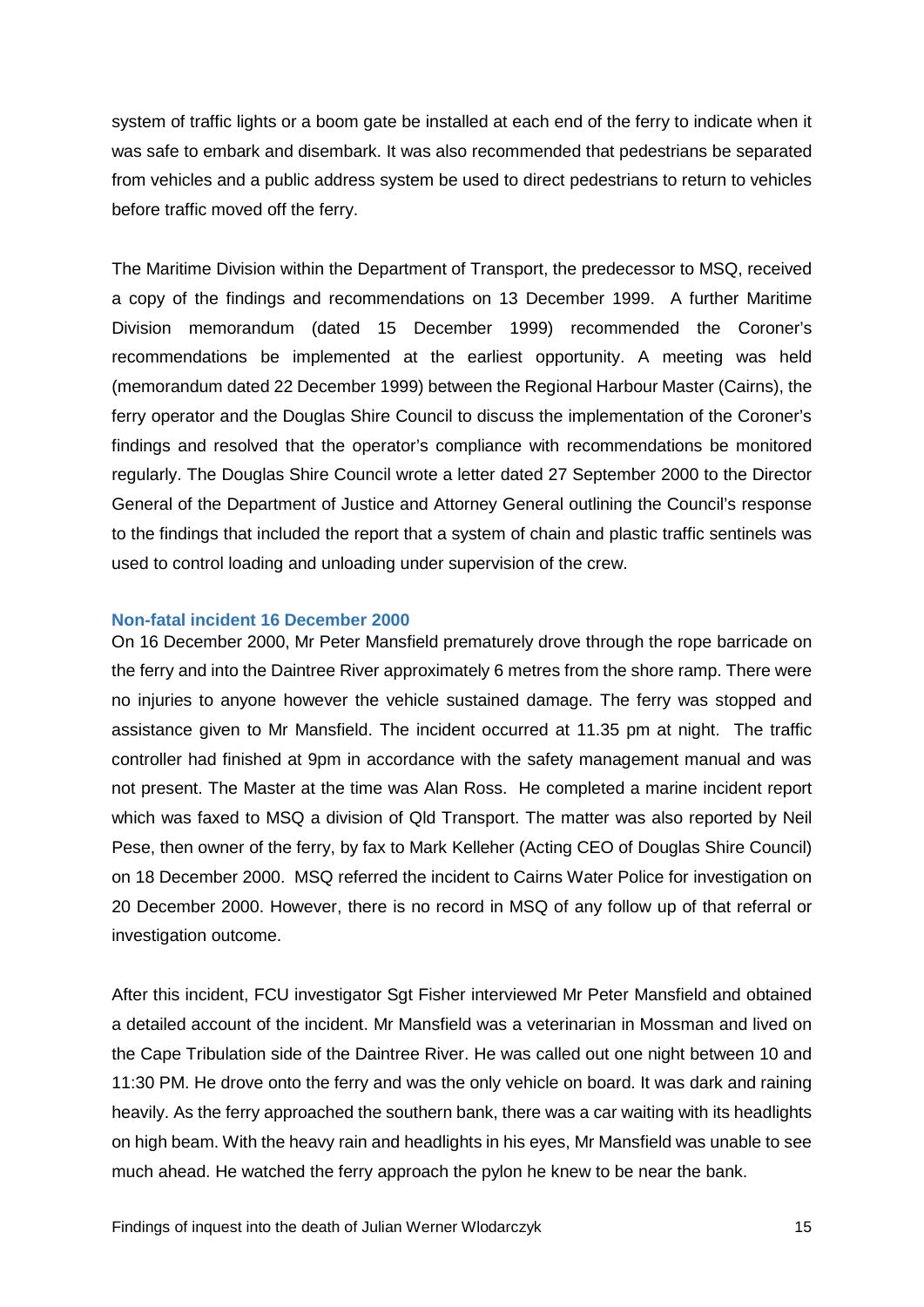system of traffic lights or a boom gate be installed at each end of the ferry to indicate when it was safe to embark and disembark. It was also recommended that pedestrians be separated from vehicles and a public address system be used to direct pedestrians to return to vehicles before traffic moved off the ferry.

The Maritime Division within the Department of Transport, the predecessor to MSQ, received a copy of the findings and recommendations on 13 December 1999. A further Maritime Division memorandum (dated 15 December 1999) recommended the Coroner's recommendations be implemented at the earliest opportunity. A meeting was held (memorandum dated 22 December 1999) between the Regional Harbour Master (Cairns), the ferry operator and the Douglas Shire Council to discuss the implementation of the Coroner's findings and resolved that the operator's compliance with recommendations be monitored regularly. The Douglas Shire Council wrote a letter dated 27 September 2000 to the Director General of the Department of Justice and Attorney General outlining the Council's response to the findings that included the report that a system of chain and plastic traffic sentinels was used to control loading and unloading under supervision of the crew.

### Non-fatal incident 16 December 2000

On 16 December 2000, Mr Peter Mansfield prematurely drove through the rope barricade on the ferry and into the Daintree River approximately 6 metres from the shore ramp. There were no injuries to anyone however the vehicle sustained damage. The ferry was stopped and assistance given to Mr Mansfield. The incident occurred at 11.35 pm at night. The traffic controller had finished at 9pm in accordance with the safety management manual and was not present. The Master at the time was Alan Ross. He completed a marine incident report which was faxed to MSQ a division of Qld Transport. The matter was also reported by Neil Pese, then owner of the ferry, by fax to Mark Kelleher (Acting CEO of Douglas Shire Council) on 18 December 2000. MSQ referred the incident to Cairns Water Police for investigation on 20 December 2000. However, there is no record in MSQ of any follow up of that referral or investigation outcome.

After this incident, FCU investigator Sgt Fisher interviewed Mr Peter Mansfield and obtained a detailed account of the incident. Mr Mansfield was a veterinarian in Mossman and lived on the Cape Tribulation side of the Daintree River. He was called out one night between 10 and 11:30 PM. He drove onto the ferry and was the only vehicle on board. It was dark and raining heavily. As the ferry approached the southern bank, there was a car waiting with its headlights on high beam. With the heavy rain and headlights in his eyes, Mr Mansfield was unable to see much ahead. He watched the ferry approach the pylon he knew to be near the bank.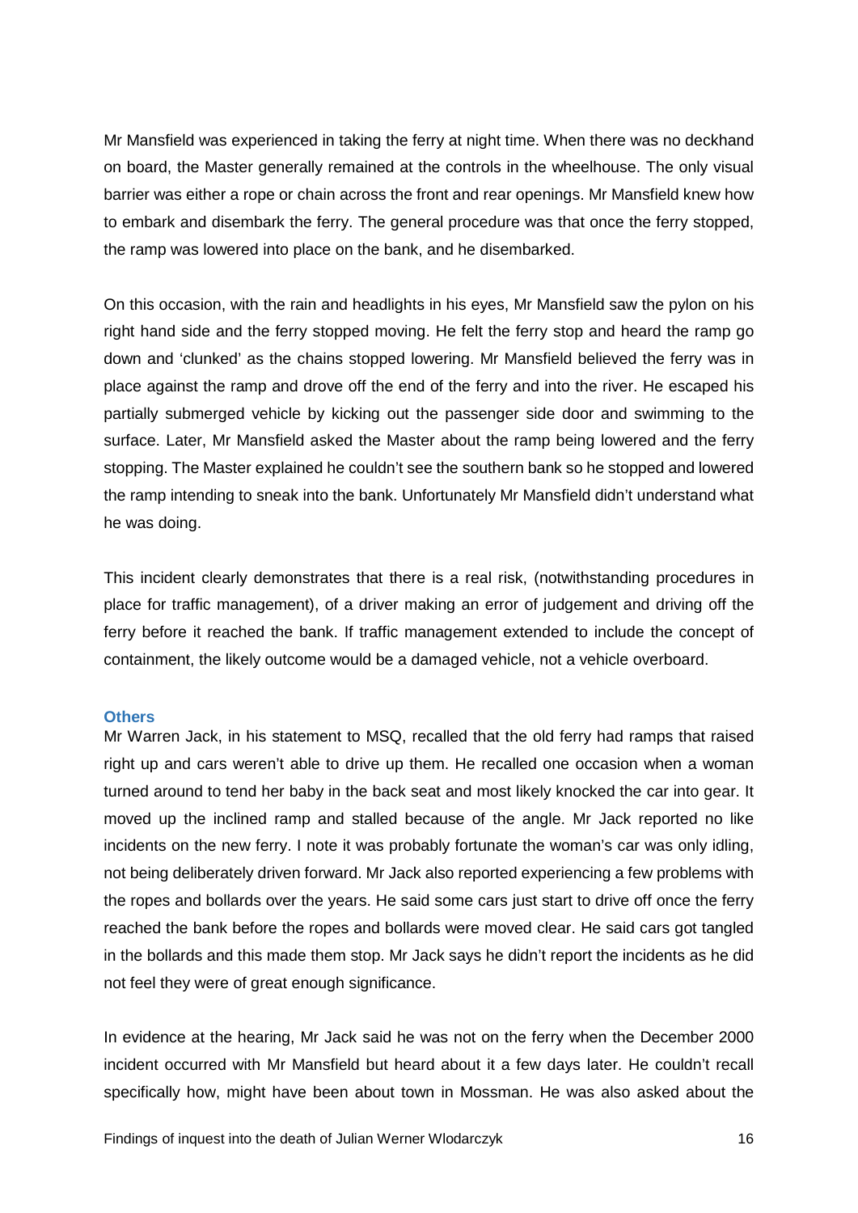Mr Mansfield was experienced in taking the ferry at night time. When there was no deckhand on board, the Master generally remained at the controls in the wheelhouse. The only visual barrier was either a rope or chain across the front and rear openings. Mr Mansfield knew how to embark and disembark the ferry. The general procedure was that once the ferry stopped, the ramp was lowered into place on the bank, and he disembarked.

On this occasion, with the rain and headlights in his eyes, Mr Mansfield saw the pylon on his right hand side and the ferry stopped moving. He felt the ferry stop and heard the ramp go down and 'clunked' as the chains stopped lowering. Mr Mansfield believed the ferry was in place against the ramp and drove off the end of the ferry and into the river. He escaped his partially submerged vehicle by kicking out the passenger side door and swimming to the surface. Later, Mr Mansfield asked the Master about the ramp being lowered and the ferry stopping. The Master explained he couldn't see the southern bank so he stopped and lowered the ramp intending to sneak into the bank. Unfortunately Mr Mansfield didn't understand what he was doing.

This incident clearly demonstrates that there is a real risk, (notwithstanding procedures in place for traffic management), of a driver making an error of judgement and driving off the ferry before it reached the bank. If traffic management extended to include the concept of containment, the likely outcome would be a damaged vehicle, not a vehicle overboard.

### Others

Mr Warren Jack, in his statement to MSQ, recalled that the old ferry had ramps that raised right up and cars weren't able to drive up them. He recalled one occasion when a woman turned around to tend her baby in the back seat and most likely knocked the car into gear. It moved up the inclined ramp and stalled because of the angle. Mr Jack reported no like incidents on the new ferry. I note it was probably fortunate the woman's car was only idling, not being deliberately driven forward. Mr Jack also reported experiencing a few problems with the ropes and bollards over the years. He said some cars just start to drive off once the ferry reached the bank before the ropes and bollards were moved clear. He said cars got tangled in the bollards and this made them stop. Mr Jack says he didn't report the incidents as he did not feel they were of great enough significance.

In evidence at the hearing, Mr Jack said he was not on the ferry when the December 2000 incident occurred with Mr Mansfield but heard about it a few days later. He couldn't recall specifically how, might have been about town in Mossman. He was also asked about the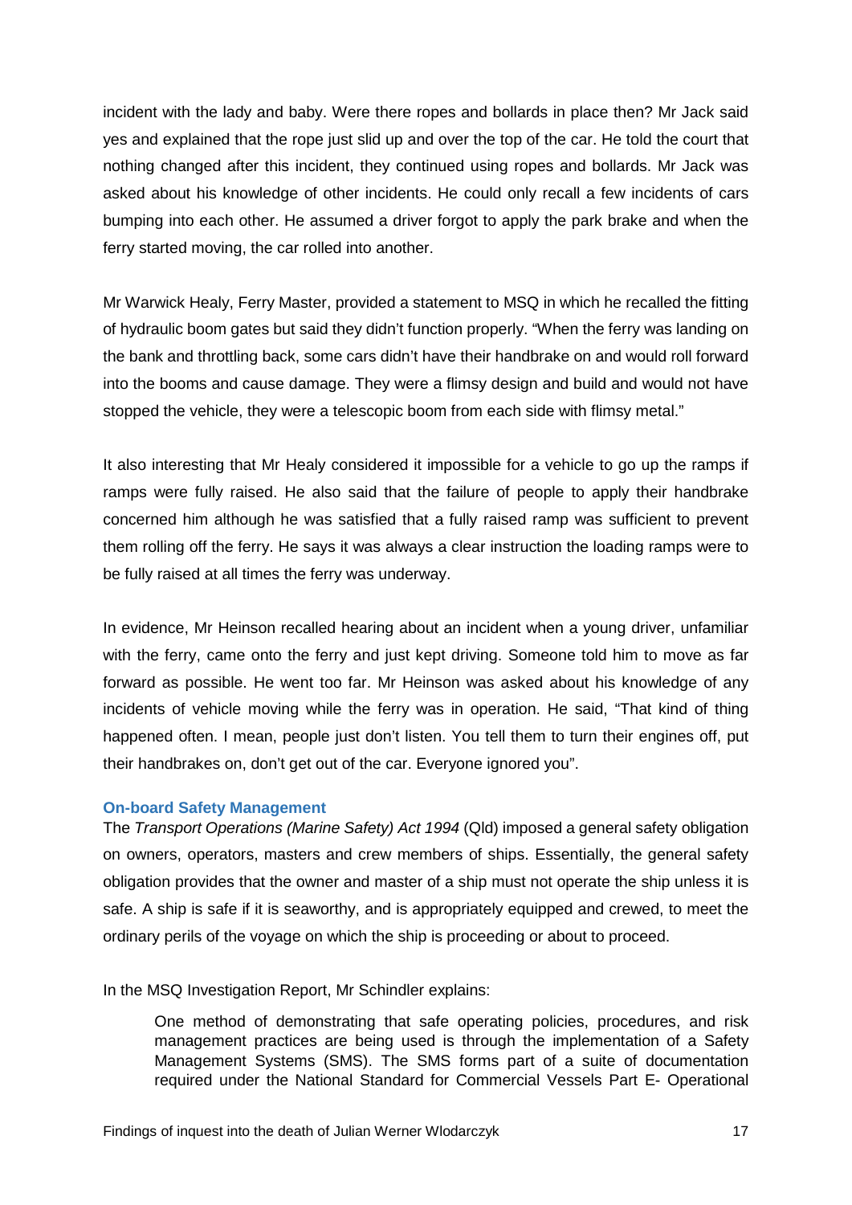incident with the lady and baby. Were there ropes and bollards in place then? Mr Jack said yes and explained that the rope just slid up and over the top of the car. He told the court that nothing changed after this incident, they continued using ropes and bollards. Mr Jack was asked about his knowledge of other incidents. He could only recall a few incidents of cars bumping into each other. He assumed a driver forgot to apply the park brake and when the ferry started moving, the car rolled into another.

Mr Warwick Healy, Ferry Master, provided a statement to MSQ in which he recalled the fitting of hydraulic boom gates but said they didn't function properly. "When the ferry was landing on the bank and throttling back, some cars didn't have their handbrake on and would roll forward into the booms and cause damage. They were a flimsy design and build and would not have stopped the vehicle, they were a telescopic boom from each side with flimsy metal."

It also interesting that Mr Healy considered it impossible for a vehicle to go up the ramps if ramps were fully raised. He also said that the failure of people to apply their handbrake concerned him although he was satisfied that a fully raised ramp was sufficient to prevent them rolling off the ferry. He says it was always a clear instruction the loading ramps were to be fully raised at all times the ferry was underway.

In evidence, Mr Heinson recalled hearing about an incident when a young driver, unfamiliar with the ferry, came onto the ferry and just kept driving. Someone told him to move as far forward as possible. He went too far. Mr Heinson was asked about his knowledge of any incidents of vehicle moving while the ferry was in operation. He said, "That kind of thing happened often. I mean, people just don't listen. You tell them to turn their engines off, put their handbrakes on, don't get out of the car. Everyone ignored you".

### On-board Safety Management

The *Transport Operations (Marine Safety) Act 1994* (Qld) imposed a general safety obligation on owners, operators, masters and crew members of ships. Essentially, the general safety obligation provides that the owner and master of a ship must not operate the ship unless it is safe. A ship is safe if it is seaworthy, and is appropriately equipped and crewed, to meet the ordinary perils of the voyage on which the ship is proceeding or about to proceed.

In the MSQ Investigation Report, Mr Schindler explains:

> One method of demonstrating that safe operating policies, procedures, and risk management practices are being used is through the implementation of a Safety Management Systems (SMS). The SMS forms part of a suite of documentation required under the National Standard for Commercial Vessels Part E- Operational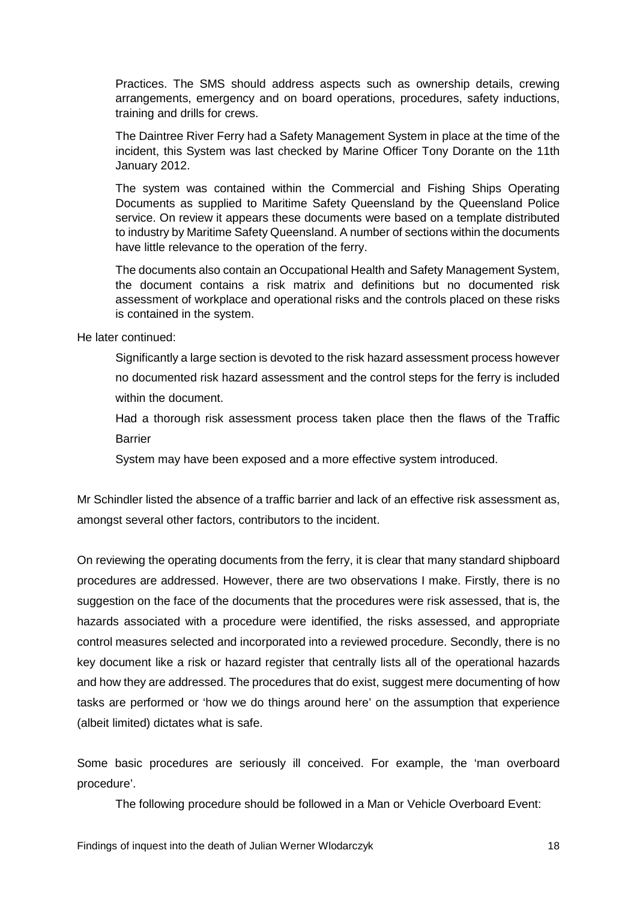> Practices. The SMS should address aspects such as ownership details, crewing arrangements, emergency and on board operations, procedures, safety inductions, training and drills for crews.
>
> The Daintree River Ferry had a Safety Management System in place at the time of the incident, this System was last checked by Marine Officer Tony Dorante on the 11th January 2012.
>
> The system was contained within the Commercial and Fishing Ships Operating Documents as supplied to Maritime Safety Queensland by the Queensland Police service. On review it appears these documents were based on a template distributed to industry by Maritime Safety Queensland. A number of sections within the documents have little relevance to the operation of the ferry.
>
> The documents also contain an Occupational Health and Safety Management System, the document contains a risk matrix and definitions but no documented risk assessment of workplace and operational risks and the controls placed on these risks is contained in the system.

He later continued:

> Significantly a large section is devoted to the risk hazard assessment process however no documented risk hazard assessment and the control steps for the ferry is included within the document.
>
> Had a thorough risk assessment process taken place then the flaws of the Traffic Barrier
>
> System may have been exposed and a more effective system introduced.

Mr Schindler listed the absence of a traffic barrier and lack of an effective risk assessment as, amongst several other factors, contributors to the incident.

On reviewing the operating documents from the ferry, it is clear that many standard shipboard procedures are addressed. However, there are two observations I make. Firstly, there is no suggestion on the face of the documents that the procedures were risk assessed, that is, the hazards associated with a procedure were identified, the risks assessed, and appropriate control measures selected and incorporated into a reviewed procedure. Secondly, there is no key document like a risk or hazard register that centrally lists all of the operational hazards and how they are addressed. The procedures that do exist, suggest mere documenting of how tasks are performed or 'how we do things around here' on the assumption that experience (albeit limited) dictates what is safe.

Some basic procedures are seriously ill conceived. For example, the 'man overboard procedure'.

> The following procedure should be followed in a Man or Vehicle Overboard Event: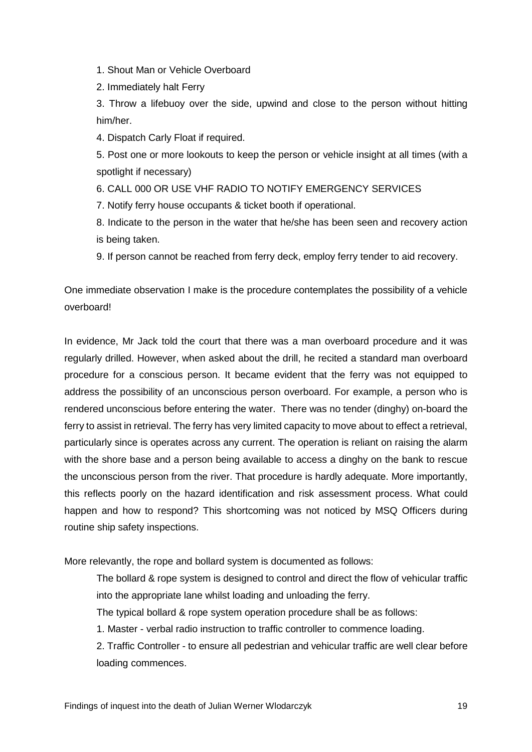1. Shout Man or Vehicle Overboard
2. Immediately halt Ferry
3. Throw a lifebuoy over the side, upwind and close to the person without hitting him/her.
4. Dispatch Carly Float if required.
5. Post one or more lookouts to keep the person or vehicle insight at all times (with a spotlight if necessary)
6. CALL 000 OR USE VHF RADIO TO NOTIFY EMERGENCY SERVICES
7. Notify ferry house occupants & ticket booth if operational.
8. Indicate to the person in the water that he/she has been seen and recovery action is being taken.
9. If person cannot be reached from ferry deck, employ ferry tender to aid recovery.

One immediate observation I make is the procedure contemplates the possibility of a vehicle overboard!

In evidence, Mr Jack told the court that there was a man overboard procedure and it was regularly drilled. However, when asked about the drill, he recited a standard man overboard procedure for a conscious person. It became evident that the ferry was not equipped to address the possibility of an unconscious person overboard. For example, a person who is rendered unconscious before entering the water. There was no tender (dinghy) on-board the ferry to assist in retrieval. The ferry has very limited capacity to move about to effect a retrieval, particularly since is operates across any current. The operation is reliant on raising the alarm with the shore base and a person being available to access a dinghy on the bank to rescue the unconscious person from the river. That procedure is hardly adequate. More importantly, this reflects poorly on the hazard identification and risk assessment process. What could happen and how to respond? This shortcoming was not noticed by MSQ Officers during routine ship safety inspections.

More relevantly, the rope and bollard system is documented as follows:

> The bollard & rope system is designed to control and direct the flow of vehicular traffic into the appropriate lane whilst loading and unloading the ferry.
>
> The typical bollard & rope system operation procedure shall be as follows:
>
> 1. Master - verbal radio instruction to traffic controller to commence loading.
> 2. Traffic Controller - to ensure all pedestrian and vehicular traffic are well clear before loading commences.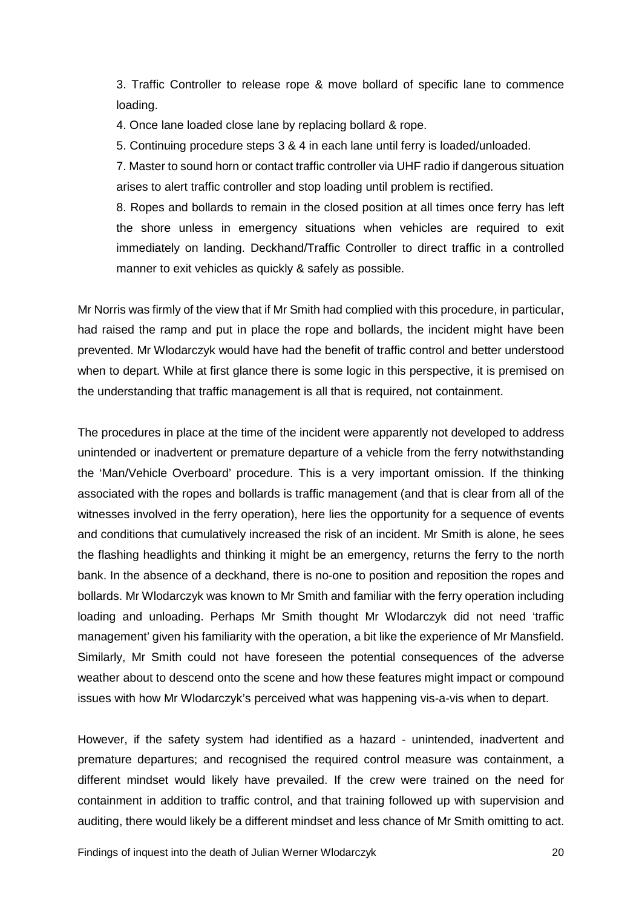3. Traffic Controller to release rope & move bollard of specific lane to commence loading.

4. Once lane loaded close lane by replacing bollard & rope.

5. Continuing procedure steps 3 & 4 in each lane until ferry is loaded/unloaded.

7. Master to sound horn or contact traffic controller via UHF radio if dangerous situation arises to alert traffic controller and stop loading until problem is rectified.

8. Ropes and bollards to remain in the closed position at all times once ferry has left the shore unless in emergency situations when vehicles are required to exit immediately on landing. Deckhand/Traffic Controller to direct traffic in a controlled manner to exit vehicles as quickly & safely as possible.

Mr Norris was firmly of the view that if Mr Smith had complied with this procedure, in particular, had raised the ramp and put in place the rope and bollards, the incident might have been prevented. Mr Wlodarczyk would have had the benefit of traffic control and better understood when to depart. While at first glance there is some logic in this perspective, it is premised on the understanding that traffic management is all that is required, not containment.

The procedures in place at the time of the incident were apparently not developed to address unintended or inadvertent or premature departure of a vehicle from the ferry notwithstanding the 'Man/Vehicle Overboard' procedure. This is a very important omission. If the thinking associated with the ropes and bollards is traffic management (and that is clear from all of the witnesses involved in the ferry operation), here lies the opportunity for a sequence of events and conditions that cumulatively increased the risk of an incident. Mr Smith is alone, he sees the flashing headlights and thinking it might be an emergency, returns the ferry to the north bank. In the absence of a deckhand, there is no-one to position and reposition the ropes and bollards. Mr Wlodarczyk was known to Mr Smith and familiar with the ferry operation including loading and unloading. Perhaps Mr Smith thought Mr Wlodarczyk did not need 'traffic management' given his familiarity with the operation, a bit like the experience of Mr Mansfield. Similarly, Mr Smith could not have foreseen the potential consequences of the adverse weather about to descend onto the scene and how these features might impact or compound issues with how Mr Wlodarczyk's perceived what was happening vis-a-vis when to depart.

However, if the safety system had identified as a hazard - unintended, inadvertent and premature departures; and recognised the required control measure was containment, a different mindset would likely have prevailed. If the crew were trained on the need for containment in addition to traffic control, and that training followed up with supervision and auditing, there would likely be a different mindset and less chance of Mr Smith omitting to act.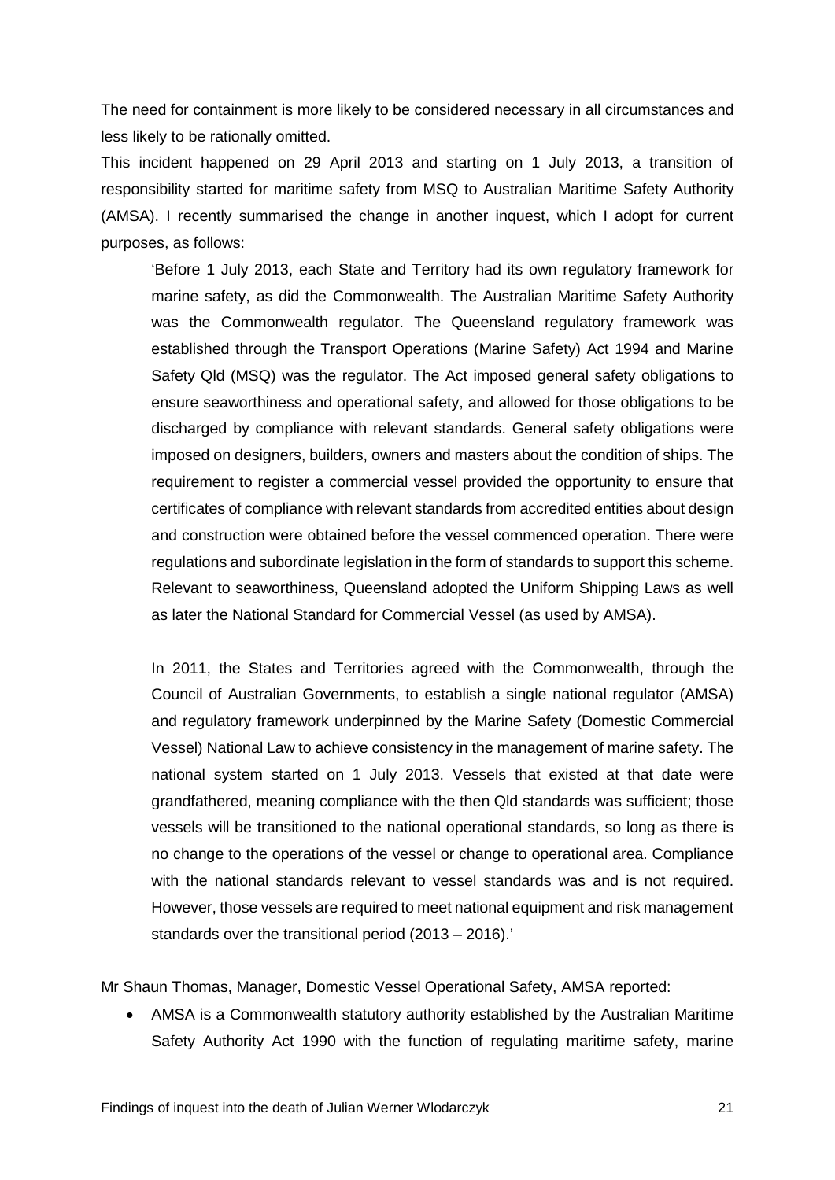The need for containment is more likely to be considered necessary in all circumstances and less likely to be rationally omitted.

This incident happened on 29 April 2013 and starting on 1 July 2013, a transition of responsibility started for maritime safety from MSQ to Australian Maritime Safety Authority (AMSA). I recently summarised the change in another inquest, which I adopt for current purposes, as follows:

> 'Before 1 July 2013, each State and Territory had its own regulatory framework for marine safety, as did the Commonwealth. The Australian Maritime Safety Authority was the Commonwealth regulator. The Queensland regulatory framework was established through the Transport Operations (Marine Safety) Act 1994 and Marine Safety Qld (MSQ) was the regulator. The Act imposed general safety obligations to ensure seaworthiness and operational safety, and allowed for those obligations to be discharged by compliance with relevant standards. General safety obligations were imposed on designers, builders, owners and masters about the condition of ships. The requirement to register a commercial vessel provided the opportunity to ensure that certificates of compliance with relevant standards from accredited entities about design and construction were obtained before the vessel commenced operation. There were regulations and subordinate legislation in the form of standards to support this scheme. Relevant to seaworthiness, Queensland adopted the Uniform Shipping Laws as well as later the National Standard for Commercial Vessel (as used by AMSA).
>
> In 2011, the States and Territories agreed with the Commonwealth, through the Council of Australian Governments, to establish a single national regulator (AMSA) and regulatory framework underpinned by the Marine Safety (Domestic Commercial Vessel) National Law to achieve consistency in the management of marine safety. The national system started on 1 July 2013. Vessels that existed at that date were grandfathered, meaning compliance with the then Qld standards was sufficient; those vessels will be transitioned to the national operational standards, so long as there is no change to the operations of the vessel or change to operational area. Compliance with the national standards relevant to vessel standards was and is not required. However, those vessels are required to meet national equipment and risk management standards over the transitional period (2013 – 2016).'

Mr Shaun Thomas, Manager, Domestic Vessel Operational Safety, AMSA reported:

- AMSA is a Commonwealth statutory authority established by the Australian Maritime Safety Authority Act 1990 with the function of regulating maritime safety, marine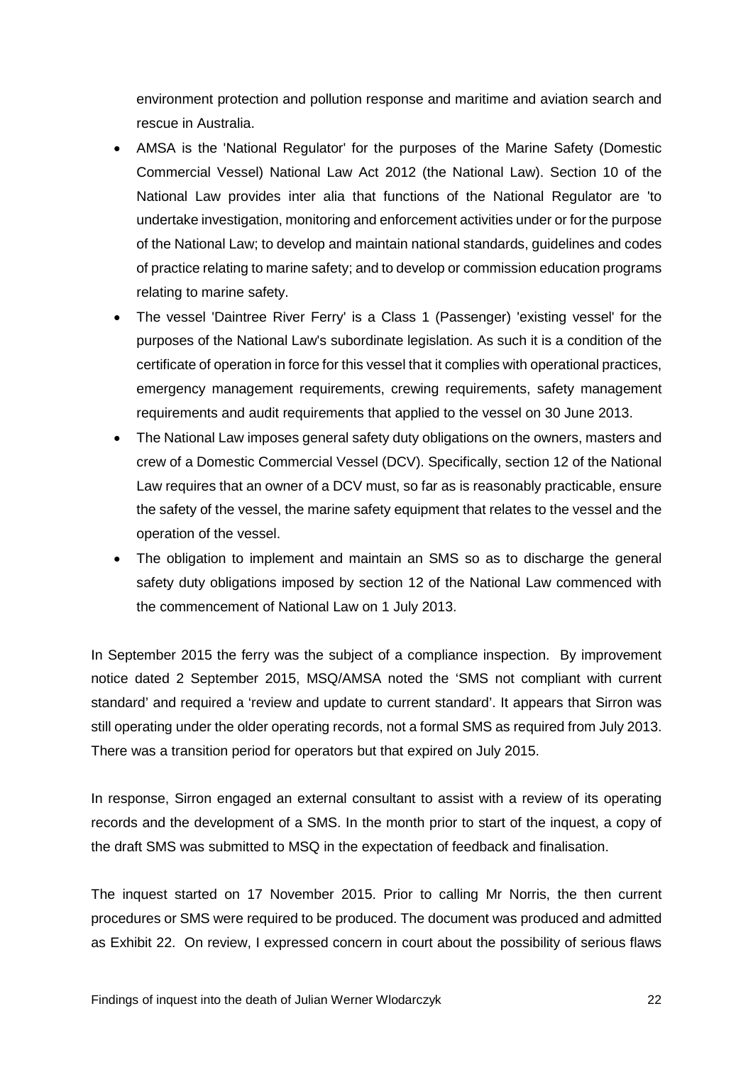environment protection and pollution response and maritime and aviation search and rescue in Australia.

- AMSA is the 'National Regulator' for the purposes of the Marine Safety (Domestic Commercial Vessel) National Law Act 2012 (the National Law). Section 10 of the National Law provides inter alia that functions of the National Regulator are 'to undertake investigation, monitoring and enforcement activities under or for the purpose of the National Law; to develop and maintain national standards, guidelines and codes of practice relating to marine safety; and to develop or commission education programs relating to marine safety.
- The vessel 'Daintree River Ferry' is a Class 1 (Passenger) 'existing vessel' for the purposes of the National Law's subordinate legislation. As such it is a condition of the certificate of operation in force for this vessel that it complies with operational practices, emergency management requirements, crewing requirements, safety management requirements and audit requirements that applied to the vessel on 30 June 2013.
- The National Law imposes general safety duty obligations on the owners, masters and crew of a Domestic Commercial Vessel (DCV). Specifically, section 12 of the National Law requires that an owner of a DCV must, so far as is reasonably practicable, ensure the safety of the vessel, the marine safety equipment that relates to the vessel and the operation of the vessel.
- The obligation to implement and maintain an SMS so as to discharge the general safety duty obligations imposed by section 12 of the National Law commenced with the commencement of National Law on 1 July 2013.

In September 2015 the ferry was the subject of a compliance inspection. By improvement notice dated 2 September 2015, MSQ/AMSA noted the 'SMS not compliant with current standard' and required a 'review and update to current standard'. It appears that Sirron was still operating under the older operating records, not a formal SMS as required from July 2013. There was a transition period for operators but that expired on July 2015.

In response, Sirron engaged an external consultant to assist with a review of its operating records and the development of a SMS. In the month prior to start of the inquest, a copy of the draft SMS was submitted to MSQ in the expectation of feedback and finalisation.

The inquest started on 17 November 2015. Prior to calling Mr Norris, the then current procedures or SMS were required to be produced. The document was produced and admitted as Exhibit 22. On review, I expressed concern in court about the possibility of serious flaws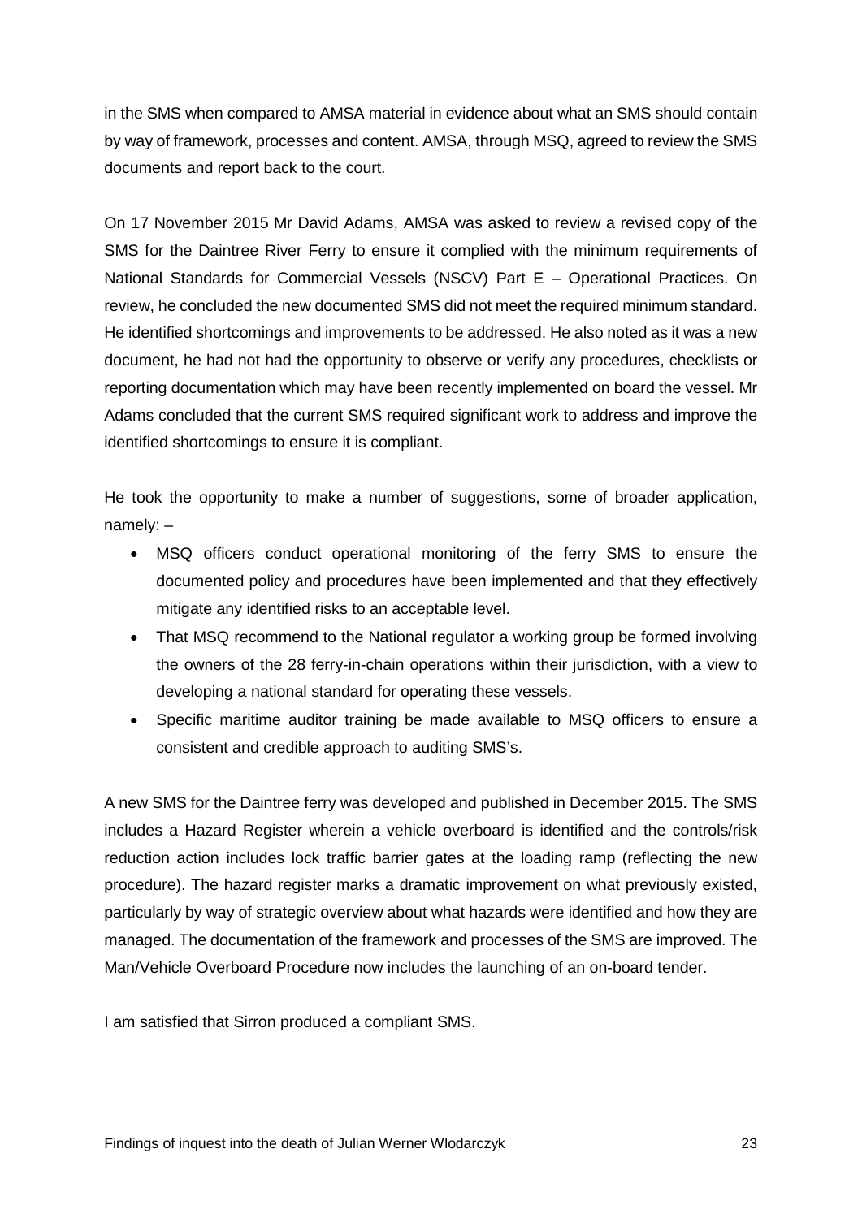in the SMS when compared to AMSA material in evidence about what an SMS should contain by way of framework, processes and content. AMSA, through MSQ, agreed to review the SMS documents and report back to the court.

On 17 November 2015 Mr David Adams, AMSA was asked to review a revised copy of the SMS for the Daintree River Ferry to ensure it complied with the minimum requirements of National Standards for Commercial Vessels (NSCV) Part E – Operational Practices. On review, he concluded the new documented SMS did not meet the required minimum standard. He identified shortcomings and improvements to be addressed. He also noted as it was a new document, he had not had the opportunity to observe or verify any procedures, checklists or reporting documentation which may have been recently implemented on board the vessel. Mr Adams concluded that the current SMS required significant work to address and improve the identified shortcomings to ensure it is compliant.

He took the opportunity to make a number of suggestions, some of broader application, namely: –

- MSQ officers conduct operational monitoring of the ferry SMS to ensure the documented policy and procedures have been implemented and that they effectively mitigate any identified risks to an acceptable level.
- That MSQ recommend to the National regulator a working group be formed involving the owners of the 28 ferry-in-chain operations within their jurisdiction, with a view to developing a national standard for operating these vessels.
- Specific maritime auditor training be made available to MSQ officers to ensure a consistent and credible approach to auditing SMS's.

A new SMS for the Daintree ferry was developed and published in December 2015. The SMS includes a Hazard Register wherein a vehicle overboard is identified and the controls/risk reduction action includes lock traffic barrier gates at the loading ramp (reflecting the new procedure). The hazard register marks a dramatic improvement on what previously existed, particularly by way of strategic overview about what hazards were identified and how they are managed. The documentation of the framework and processes of the SMS are improved. The Man/Vehicle Overboard Procedure now includes the launching of an on-board tender.

I am satisfied that Sirron produced a compliant SMS.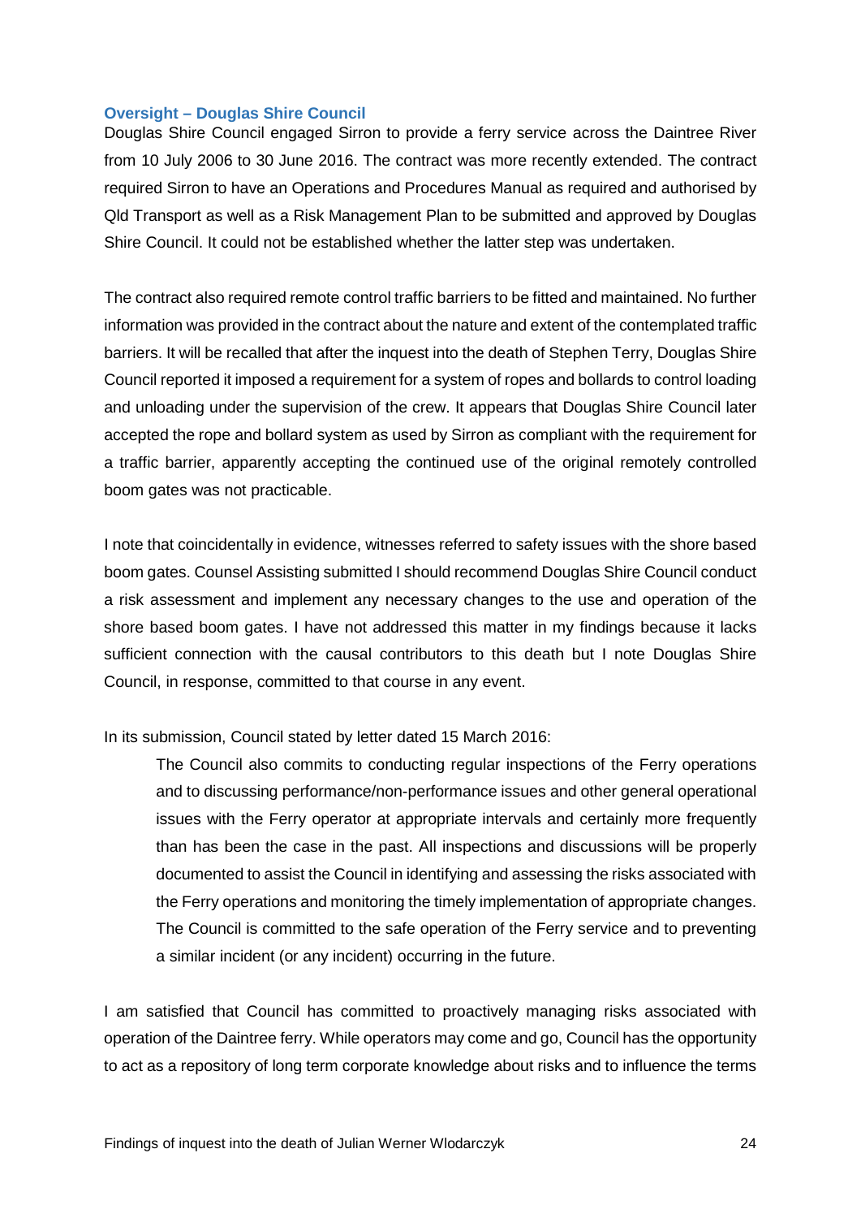### Oversight – Douglas Shire Council

Douglas Shire Council engaged Sirron to provide a ferry service across the Daintree River from 10 July 2006 to 30 June 2016. The contract was more recently extended. The contract required Sirron to have an Operations and Procedures Manual as required and authorised by Qld Transport as well as a Risk Management Plan to be submitted and approved by Douglas Shire Council. It could not be established whether the latter step was undertaken.

The contract also required remote control traffic barriers to be fitted and maintained. No further information was provided in the contract about the nature and extent of the contemplated traffic barriers. It will be recalled that after the inquest into the death of Stephen Terry, Douglas Shire Council reported it imposed a requirement for a system of ropes and bollards to control loading and unloading under the supervision of the crew. It appears that Douglas Shire Council later accepted the rope and bollard system as used by Sirron as compliant with the requirement for a traffic barrier, apparently accepting the continued use of the original remotely controlled boom gates was not practicable.

I note that coincidentally in evidence, witnesses referred to safety issues with the shore based boom gates. Counsel Assisting submitted I should recommend Douglas Shire Council conduct a risk assessment and implement any necessary changes to the use and operation of the shore based boom gates. I have not addressed this matter in my findings because it lacks sufficient connection with the causal contributors to this death but I note Douglas Shire Council, in response, committed to that course in any event.

In its submission, Council stated by letter dated 15 March 2016:

> The Council also commits to conducting regular inspections of the Ferry operations and to discussing performance/non-performance issues and other general operational issues with the Ferry operator at appropriate intervals and certainly more frequently than has been the case in the past. All inspections and discussions will be properly documented to assist the Council in identifying and assessing the risks associated with the Ferry operations and monitoring the timely implementation of appropriate changes. The Council is committed to the safe operation of the Ferry service and to preventing a similar incident (or any incident) occurring in the future.

I am satisfied that Council has committed to proactively managing risks associated with operation of the Daintree ferry. While operators may come and go, Council has the opportunity to act as a repository of long term corporate knowledge about risks and to influence the terms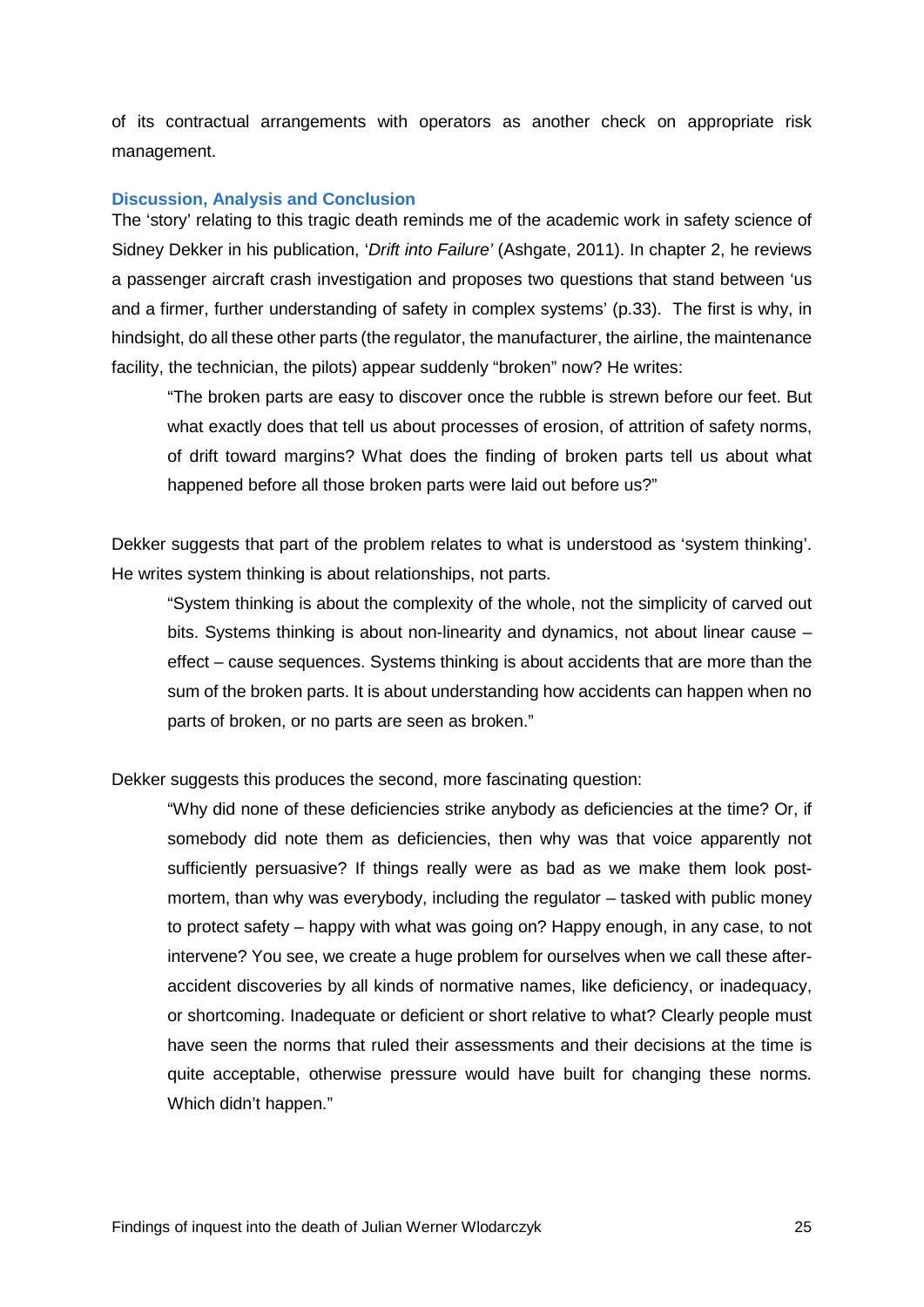of its contractual arrangements with operators as another check on appropriate risk management.

### Discussion, Analysis and Conclusion

The 'story' relating to this tragic death reminds me of the academic work in safety science of Sidney Dekker in his publication, '*Drift into Failure'* (Ashgate, 2011). In chapter 2, he reviews a passenger aircraft crash investigation and proposes two questions that stand between 'us and a firmer, further understanding of safety in complex systems' (p.33). The first is why, in hindsight, do all these other parts (the regulator, the manufacturer, the airline, the maintenance facility, the technician, the pilots) appear suddenly "broken" now? He writes:

> "The broken parts are easy to discover once the rubble is strewn before our feet. But what exactly does that tell us about processes of erosion, of attrition of safety norms, of drift toward margins? What does the finding of broken parts tell us about what happened before all those broken parts were laid out before us?"

Dekker suggests that part of the problem relates to what is understood as 'system thinking'. He writes system thinking is about relationships, not parts.

> "System thinking is about the complexity of the whole, not the simplicity of carved out bits. Systems thinking is about non-linearity and dynamics, not about linear cause – effect – cause sequences. Systems thinking is about accidents that are more than the sum of the broken parts. It is about understanding how accidents can happen when no parts of broken, or no parts are seen as broken."

Dekker suggests this produces the second, more fascinating question:

> "Why did none of these deficiencies strike anybody as deficiencies at the time? Or, if somebody did note them as deficiencies, then why was that voice apparently not sufficiently persuasive? If things really were as bad as we make them look post-mortem, than why was everybody, including the regulator – tasked with public money to protect safety – happy with what was going on? Happy enough, in any case, to not intervene? You see, we create a huge problem for ourselves when we call these after-accident discoveries by all kinds of normative names, like deficiency, or inadequacy, or shortcoming. Inadequate or deficient or short relative to what? Clearly people must have seen the norms that ruled their assessments and their decisions at the time is quite acceptable, otherwise pressure would have built for changing these norms. Which didn't happen."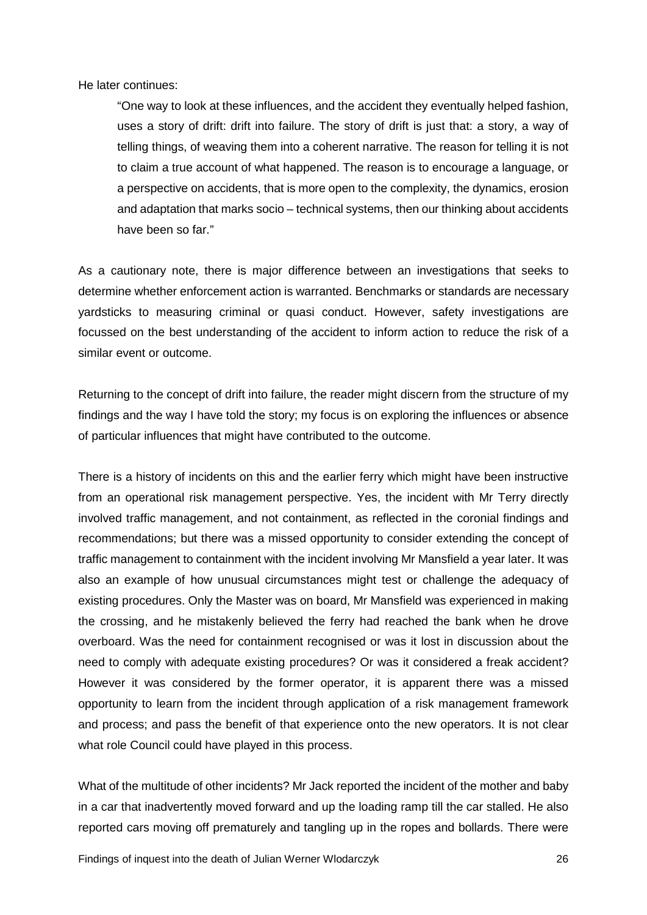He later continues:

> "One way to look at these influences, and the accident they eventually helped fashion, uses a story of drift: drift into failure. The story of drift is just that: a story, a way of telling things, of weaving them into a coherent narrative. The reason for telling it is not to claim a true account of what happened. The reason is to encourage a language, or a perspective on accidents, that is more open to the complexity, the dynamics, erosion and adaptation that marks socio – technical systems, then our thinking about accidents have been so far."

As a cautionary note, there is major difference between an investigations that seeks to determine whether enforcement action is warranted. Benchmarks or standards are necessary yardsticks to measuring criminal or quasi conduct. However, safety investigations are focussed on the best understanding of the accident to inform action to reduce the risk of a similar event or outcome.

Returning to the concept of drift into failure, the reader might discern from the structure of my findings and the way I have told the story; my focus is on exploring the influences or absence of particular influences that might have contributed to the outcome.

There is a history of incidents on this and the earlier ferry which might have been instructive from an operational risk management perspective. Yes, the incident with Mr Terry directly involved traffic management, and not containment, as reflected in the coronial findings and recommendations; but there was a missed opportunity to consider extending the concept of traffic management to containment with the incident involving Mr Mansfield a year later. It was also an example of how unusual circumstances might test or challenge the adequacy of existing procedures. Only the Master was on board, Mr Mansfield was experienced in making the crossing, and he mistakenly believed the ferry had reached the bank when he drove overboard. Was the need for containment recognised or was it lost in discussion about the need to comply with adequate existing procedures? Or was it considered a freak accident? However it was considered by the former operator, it is apparent there was a missed opportunity to learn from the incident through application of a risk management framework and process; and pass the benefit of that experience onto the new operators. It is not clear what role Council could have played in this process.

What of the multitude of other incidents? Mr Jack reported the incident of the mother and baby in a car that inadvertently moved forward and up the loading ramp till the car stalled. He also reported cars moving off prematurely and tangling up in the ropes and bollards. There were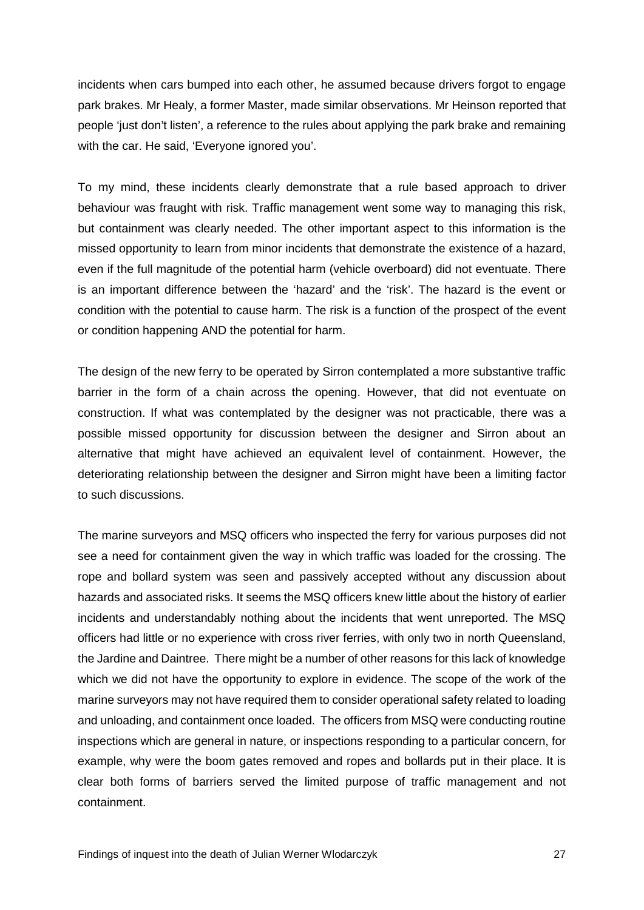incidents when cars bumped into each other, he assumed because drivers forgot to engage park brakes. Mr Healy, a former Master, made similar observations. Mr Heinson reported that people 'just don't listen', a reference to the rules about applying the park brake and remaining with the car. He said, 'Everyone ignored you'.

To my mind, these incidents clearly demonstrate that a rule based approach to driver behaviour was fraught with risk. Traffic management went some way to managing this risk, but containment was clearly needed. The other important aspect to this information is the missed opportunity to learn from minor incidents that demonstrate the existence of a hazard, even if the full magnitude of the potential harm (vehicle overboard) did not eventuate. There is an important difference between the 'hazard' and the 'risk'. The hazard is the event or condition with the potential to cause harm. The risk is a function of the prospect of the event or condition happening AND the potential for harm.

The design of the new ferry to be operated by Sirron contemplated a more substantive traffic barrier in the form of a chain across the opening. However, that did not eventuate on construction. If what was contemplated by the designer was not practicable, there was a possible missed opportunity for discussion between the designer and Sirron about an alternative that might have achieved an equivalent level of containment. However, the deteriorating relationship between the designer and Sirron might have been a limiting factor to such discussions.

The marine surveyors and MSQ officers who inspected the ferry for various purposes did not see a need for containment given the way in which traffic was loaded for the crossing. The rope and bollard system was seen and passively accepted without any discussion about hazards and associated risks. It seems the MSQ officers knew little about the history of earlier incidents and understandably nothing about the incidents that went unreported. The MSQ officers had little or no experience with cross river ferries, with only two in north Queensland, the Jardine and Daintree. There might be a number of other reasons for this lack of knowledge which we did not have the opportunity to explore in evidence. The scope of the work of the marine surveyors may not have required them to consider operational safety related to loading and unloading, and containment once loaded. The officers from MSQ were conducting routine inspections which are general in nature, or inspections responding to a particular concern, for example, why were the boom gates removed and ropes and bollards put in their place. It is clear both forms of barriers served the limited purpose of traffic management and not containment.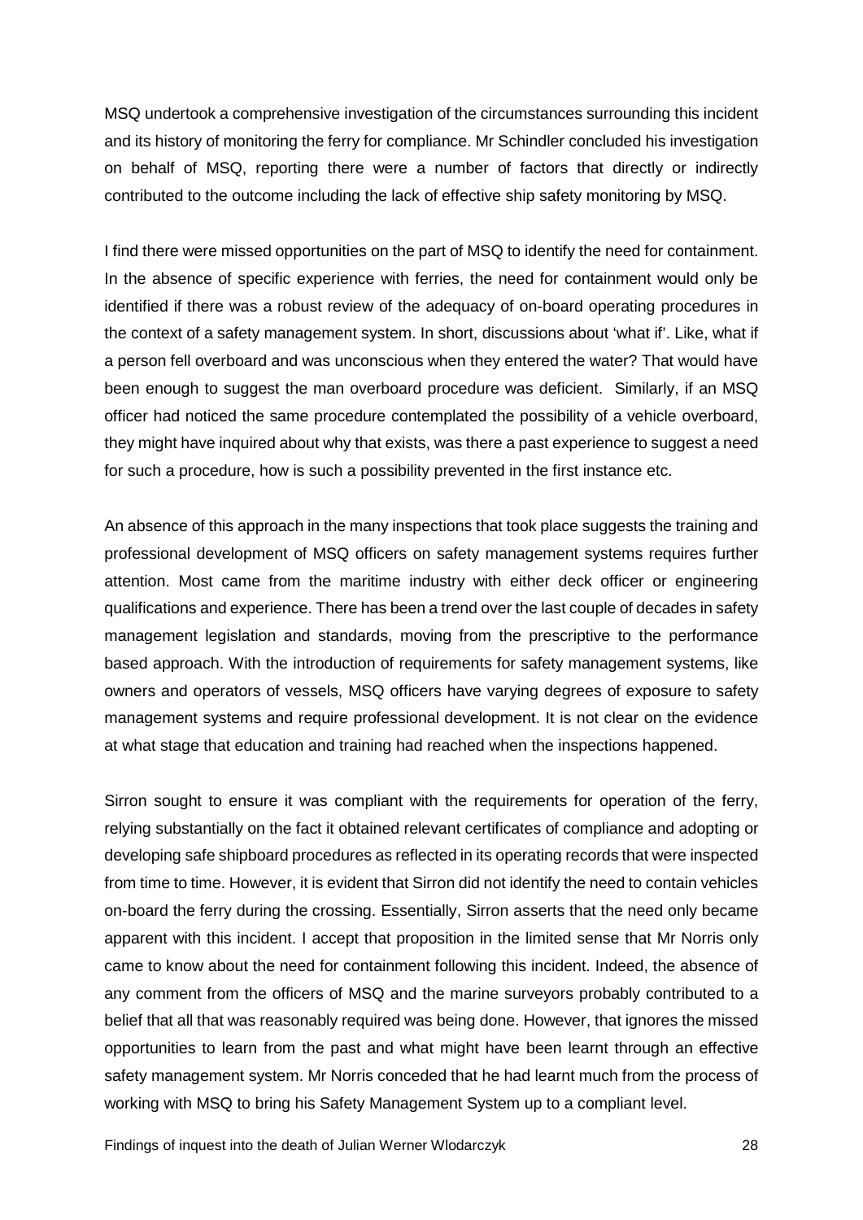MSQ undertook a comprehensive investigation of the circumstances surrounding this incident and its history of monitoring the ferry for compliance. Mr Schindler concluded his investigation on behalf of MSQ, reporting there were a number of factors that directly or indirectly contributed to the outcome including the lack of effective ship safety monitoring by MSQ.

I find there were missed opportunities on the part of MSQ to identify the need for containment. In the absence of specific experience with ferries, the need for containment would only be identified if there was a robust review of the adequacy of on-board operating procedures in the context of a safety management system. In short, discussions about 'what if'. Like, what if a person fell overboard and was unconscious when they entered the water? That would have been enough to suggest the man overboard procedure was deficient. Similarly, if an MSQ officer had noticed the same procedure contemplated the possibility of a vehicle overboard, they might have inquired about why that exists, was there a past experience to suggest a need for such a procedure, how is such a possibility prevented in the first instance etc.

An absence of this approach in the many inspections that took place suggests the training and professional development of MSQ officers on safety management systems requires further attention. Most came from the maritime industry with either deck officer or engineering qualifications and experience. There has been a trend over the last couple of decades in safety management legislation and standards, moving from the prescriptive to the performance based approach. With the introduction of requirements for safety management systems, like owners and operators of vessels, MSQ officers have varying degrees of exposure to safety management systems and require professional development. It is not clear on the evidence at what stage that education and training had reached when the inspections happened.

Sirron sought to ensure it was compliant with the requirements for operation of the ferry, relying substantially on the fact it obtained relevant certificates of compliance and adopting or developing safe shipboard procedures as reflected in its operating records that were inspected from time to time. However, it is evident that Sirron did not identify the need to contain vehicles on-board the ferry during the crossing. Essentially, Sirron asserts that the need only became apparent with this incident. I accept that proposition in the limited sense that Mr Norris only came to know about the need for containment following this incident. Indeed, the absence of any comment from the officers of MSQ and the marine surveyors probably contributed to a belief that all that was reasonably required was being done. However, that ignores the missed opportunities to learn from the past and what might have been learnt through an effective safety management system. Mr Norris conceded that he had learnt much from the process of working with MSQ to bring his Safety Management System up to a compliant level.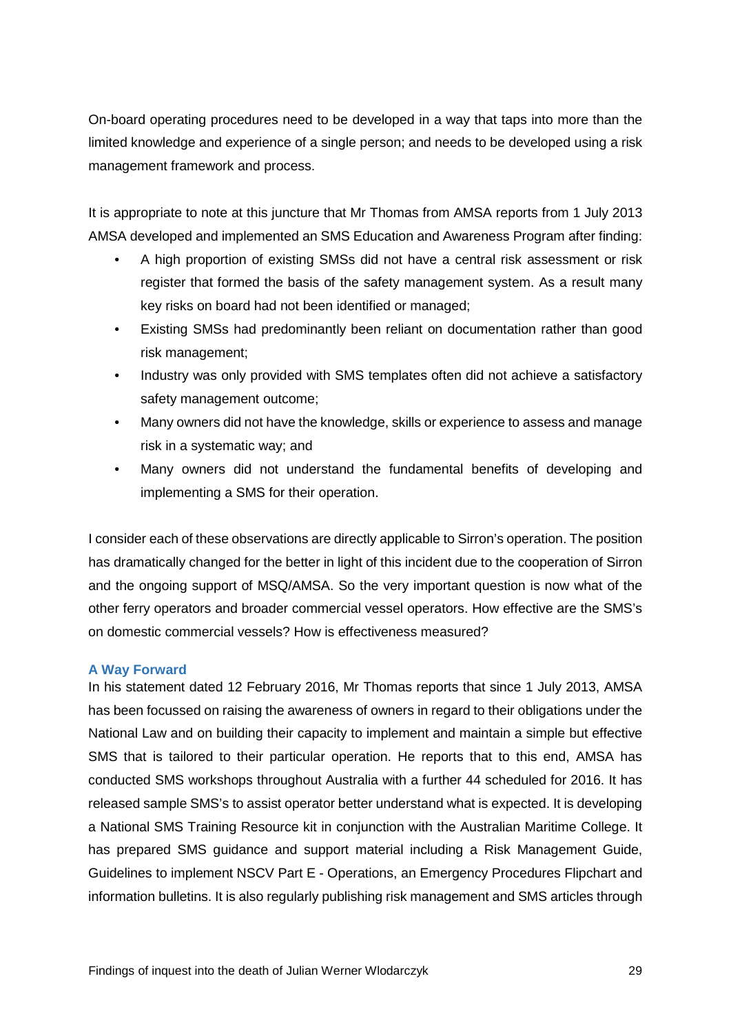On-board operating procedures need to be developed in a way that taps into more than the limited knowledge and experience of a single person; and needs to be developed using a risk management framework and process.

It is appropriate to note at this juncture that Mr Thomas from AMSA reports from 1 July 2013 AMSA developed and implemented an SMS Education and Awareness Program after finding:

- A high proportion of existing SMSs did not have a central risk assessment or risk register that formed the basis of the safety management system. As a result many key risks on board had not been identified or managed;
- Existing SMSs had predominantly been reliant on documentation rather than good risk management;
- Industry was only provided with SMS templates often did not achieve a satisfactory safety management outcome;
- Many owners did not have the knowledge, skills or experience to assess and manage risk in a systematic way; and
- Many owners did not understand the fundamental benefits of developing and implementing a SMS for their operation.

I consider each of these observations are directly applicable to Sirron's operation. The position has dramatically changed for the better in light of this incident due to the cooperation of Sirron and the ongoing support of MSQ/AMSA. So the very important question is now what of the other ferry operators and broader commercial vessel operators. How effective are the SMS's on domestic commercial vessels? How is effectiveness measured?

### A Way Forward

In his statement dated 12 February 2016, Mr Thomas reports that since 1 July 2013, AMSA has been focussed on raising the awareness of owners in regard to their obligations under the National Law and on building their capacity to implement and maintain a simple but effective SMS that is tailored to their particular operation. He reports that to this end, AMSA has conducted SMS workshops throughout Australia with a further 44 scheduled for 2016. It has released sample SMS's to assist operator better understand what is expected. It is developing a National SMS Training Resource kit in conjunction with the Australian Maritime College. It has prepared SMS guidance and support material including a Risk Management Guide, Guidelines to implement NSCV Part E - Operations, an Emergency Procedures Flipchart and information bulletins. It is also regularly publishing risk management and SMS articles through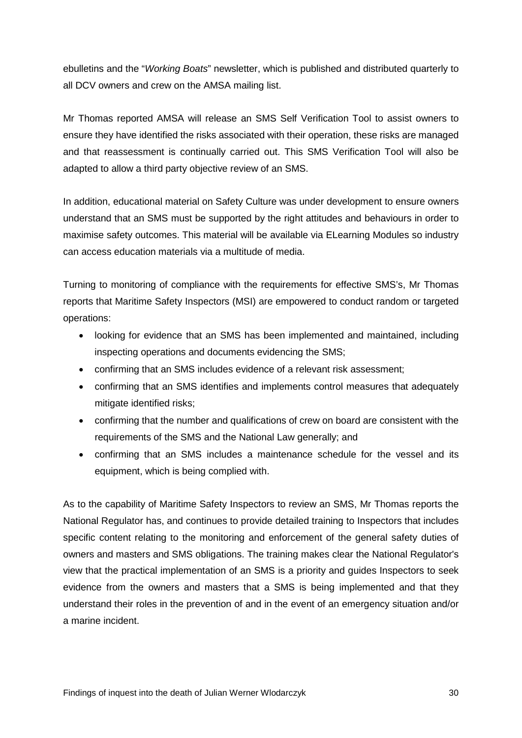ebulletins and the "*Working Boats*" newsletter, which is published and distributed quarterly to all DCV owners and crew on the AMSA mailing list.

Mr Thomas reported AMSA will release an SMS Self Verification Tool to assist owners to ensure they have identified the risks associated with their operation, these risks are managed and that reassessment is continually carried out. This SMS Verification Tool will also be adapted to allow a third party objective review of an SMS.

In addition, educational material on Safety Culture was under development to ensure owners understand that an SMS must be supported by the right attitudes and behaviours in order to maximise safety outcomes. This material will be available via ELearning Modules so industry can access education materials via a multitude of media.

Turning to monitoring of compliance with the requirements for effective SMS's, Mr Thomas reports that Maritime Safety Inspectors (MSI) are empowered to conduct random or targeted operations:

- looking for evidence that an SMS has been implemented and maintained, including inspecting operations and documents evidencing the SMS;
- confirming that an SMS includes evidence of a relevant risk assessment;
- confirming that an SMS identifies and implements control measures that adequately mitigate identified risks;
- confirming that the number and qualifications of crew on board are consistent with the requirements of the SMS and the National Law generally; and
- confirming that an SMS includes a maintenance schedule for the vessel and its equipment, which is being complied with.

As to the capability of Maritime Safety Inspectors to review an SMS, Mr Thomas reports the National Regulator has, and continues to provide detailed training to Inspectors that includes specific content relating to the monitoring and enforcement of the general safety duties of owners and masters and SMS obligations. The training makes clear the National Regulator's view that the practical implementation of an SMS is a priority and guides Inspectors to seek evidence from the owners and masters that a SMS is being implemented and that they understand their roles in the prevention of and in the event of an emergency situation and/or a marine incident.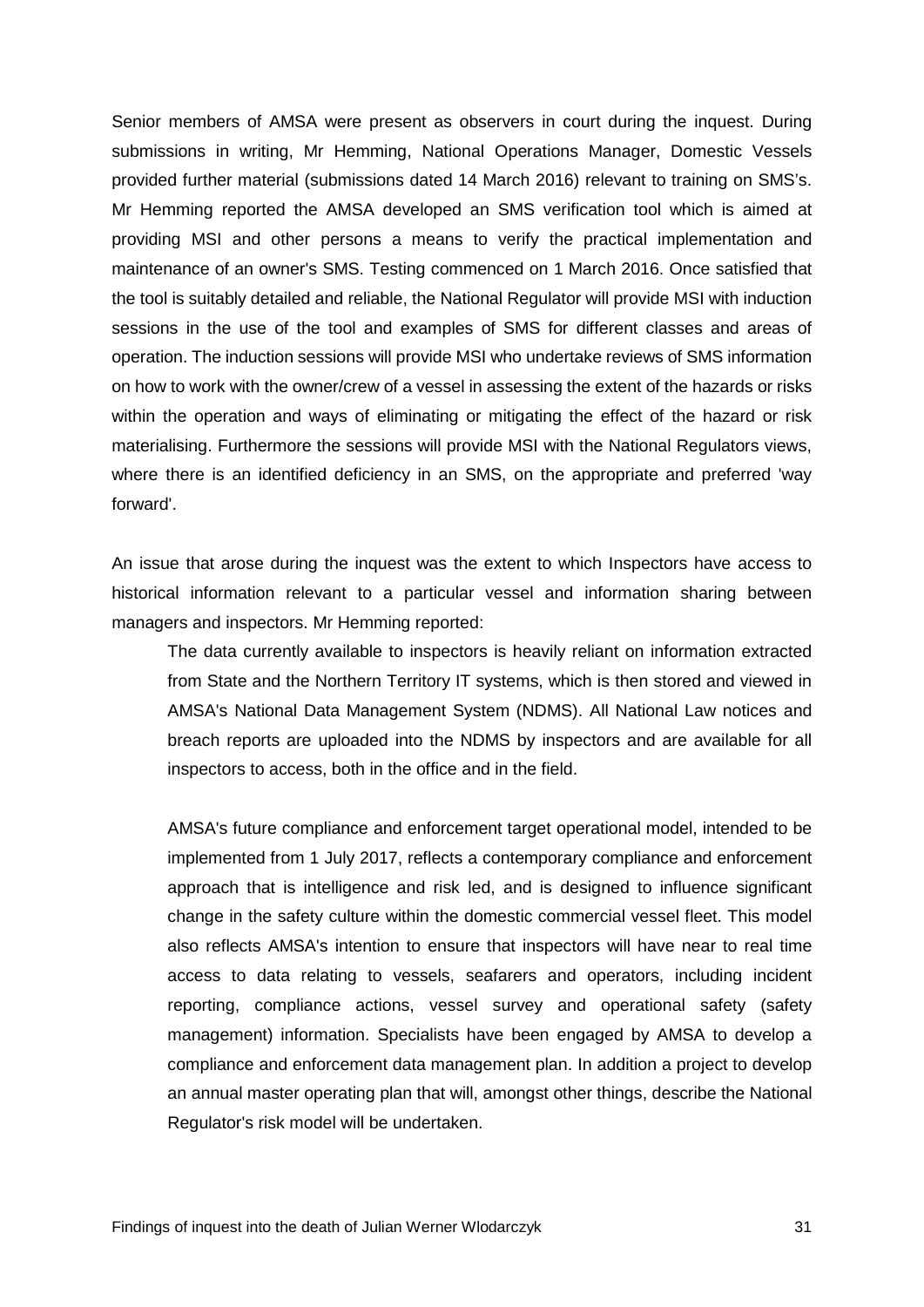Senior members of AMSA were present as observers in court during the inquest. During submissions in writing, Mr Hemming, National Operations Manager, Domestic Vessels provided further material (submissions dated 14 March 2016) relevant to training on SMS's. Mr Hemming reported the AMSA developed an SMS verification tool which is aimed at providing MSI and other persons a means to verify the practical implementation and maintenance of an owner's SMS. Testing commenced on 1 March 2016. Once satisfied that the tool is suitably detailed and reliable, the National Regulator will provide MSI with induction sessions in the use of the tool and examples of SMS for different classes and areas of operation. The induction sessions will provide MSI who undertake reviews of SMS information on how to work with the owner/crew of a vessel in assessing the extent of the hazards or risks within the operation and ways of eliminating or mitigating the effect of the hazard or risk materialising. Furthermore the sessions will provide MSI with the National Regulators views, where there is an identified deficiency in an SMS, on the appropriate and preferred 'way forward'.

An issue that arose during the inquest was the extent to which Inspectors have access to historical information relevant to a particular vessel and information sharing between managers and inspectors. Mr Hemming reported:

> The data currently available to inspectors is heavily reliant on information extracted from State and the Northern Territory IT systems, which is then stored and viewed in AMSA's National Data Management System (NDMS). All National Law notices and breach reports are uploaded into the NDMS by inspectors and are available for all inspectors to access, both in the office and in the field.
>
> AMSA's future compliance and enforcement target operational model, intended to be implemented from 1 July 2017, reflects a contemporary compliance and enforcement approach that is intelligence and risk led, and is designed to influence significant change in the safety culture within the domestic commercial vessel fleet. This model also reflects AMSA's intention to ensure that inspectors will have near to real time access to data relating to vessels, seafarers and operators, including incident reporting, compliance actions, vessel survey and operational safety (safety management) information. Specialists have been engaged by AMSA to develop a compliance and enforcement data management plan. In addition a project to develop an annual master operating plan that will, amongst other things, describe the National Regulator's risk model will be undertaken.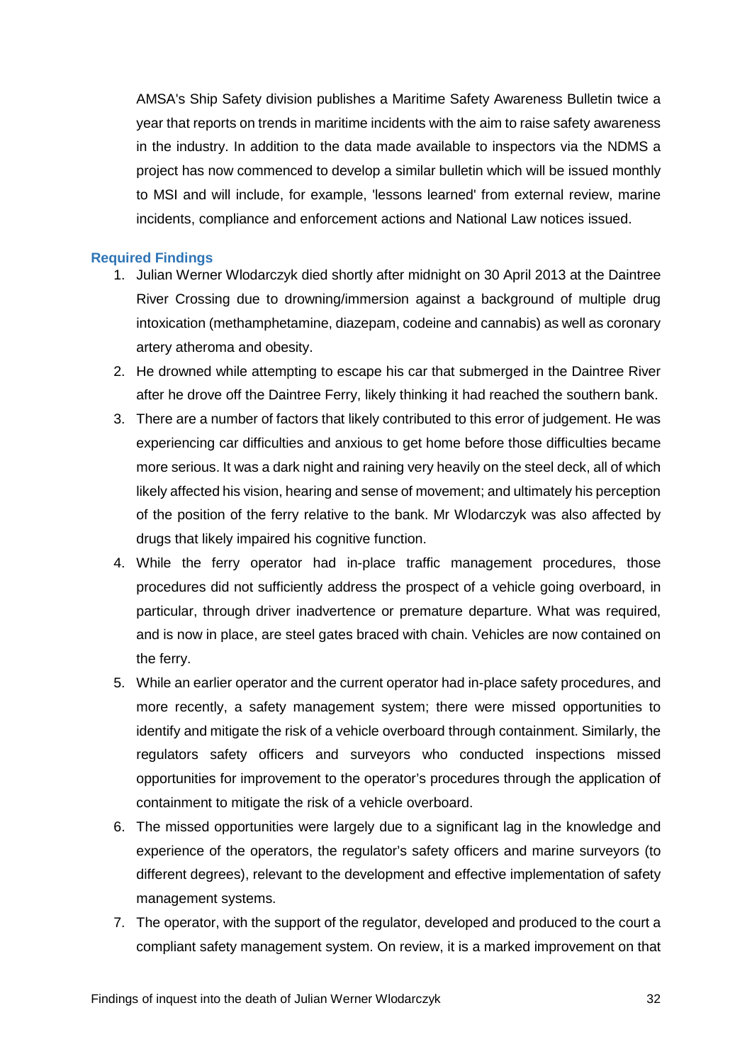AMSA's Ship Safety division publishes a Maritime Safety Awareness Bulletin twice a year that reports on trends in maritime incidents with the aim to raise safety awareness in the industry. In addition to the data made available to inspectors via the NDMS a project has now commenced to develop a similar bulletin which will be issued monthly to MSI and will include, for example, 'lessons learned' from external review, marine incidents, compliance and enforcement actions and National Law notices issued.

### Required Findings

1. Julian Werner Wlodarczyk died shortly after midnight on 30 April 2013 at the Daintree River Crossing due to drowning/immersion against a background of multiple drug intoxication (methamphetamine, diazepam, codeine and cannabis) as well as coronary artery atheroma and obesity.
2. He drowned while attempting to escape his car that submerged in the Daintree River after he drove off the Daintree Ferry, likely thinking it had reached the southern bank.
3. There are a number of factors that likely contributed to this error of judgement. He was experiencing car difficulties and anxious to get home before those difficulties became more serious. It was a dark night and raining very heavily on the steel deck, all of which likely affected his vision, hearing and sense of movement; and ultimately his perception of the position of the ferry relative to the bank. Mr Wlodarczyk was also affected by drugs that likely impaired his cognitive function.
4. While the ferry operator had in-place traffic management procedures, those procedures did not sufficiently address the prospect of a vehicle going overboard, in particular, through driver inadvertence or premature departure. What was required, and is now in place, are steel gates braced with chain. Vehicles are now contained on the ferry.
5. While an earlier operator and the current operator had in-place safety procedures, and more recently, a safety management system; there were missed opportunities to identify and mitigate the risk of a vehicle overboard through containment. Similarly, the regulators safety officers and surveyors who conducted inspections missed opportunities for improvement to the operator's procedures through the application of containment to mitigate the risk of a vehicle overboard.
6. The missed opportunities were largely due to a significant lag in the knowledge and experience of the operators, the regulator's safety officers and marine surveyors (to different degrees), relevant to the development and effective implementation of safety management systems.
7. The operator, with the support of the regulator, developed and produced to the court a compliant safety management system. On review, it is a marked improvement on that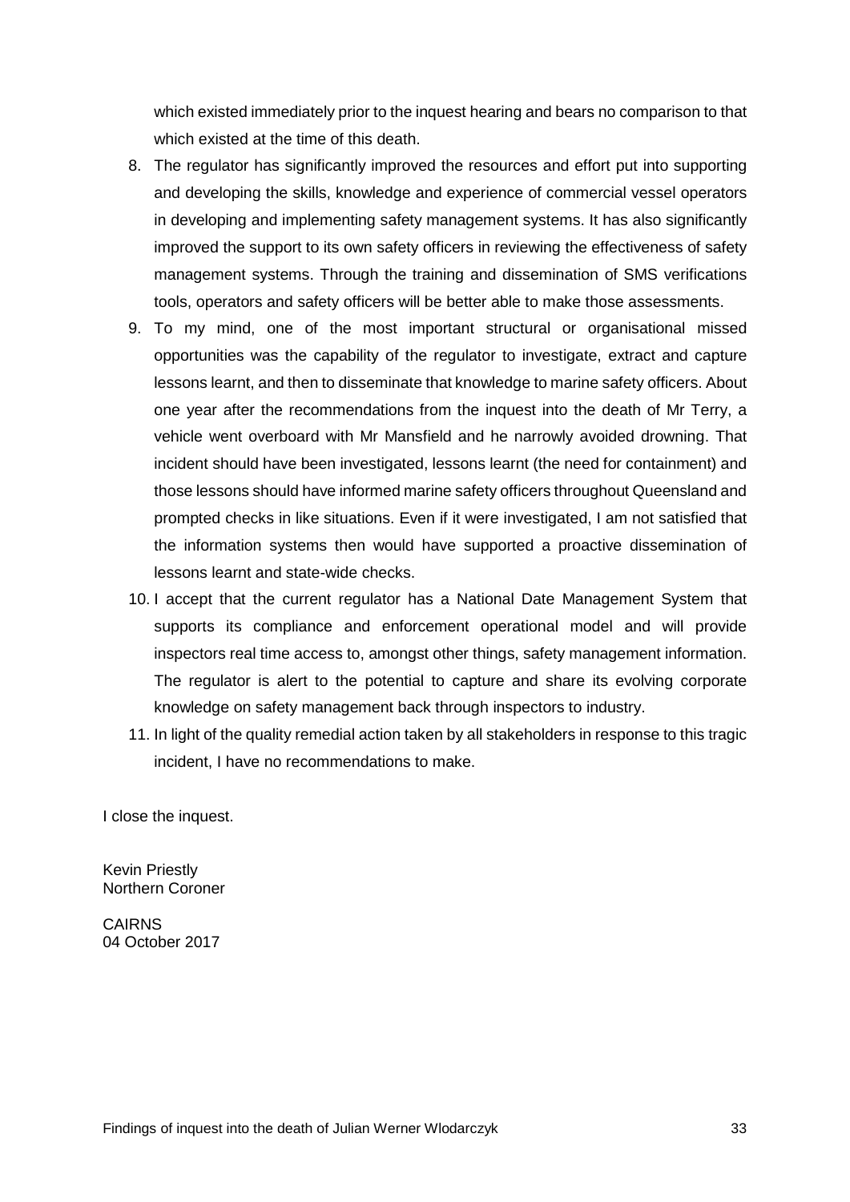which existed immediately prior to the inquest hearing and bears no comparison to that which existed at the time of this death.

8. The regulator has significantly improved the resources and effort put into supporting and developing the skills, knowledge and experience of commercial vessel operators in developing and implementing safety management systems. It has also significantly improved the support to its own safety officers in reviewing the effectiveness of safety management systems. Through the training and dissemination of SMS verifications tools, operators and safety officers will be better able to make those assessments.
9. To my mind, one of the most important structural or organisational missed opportunities was the capability of the regulator to investigate, extract and capture lessons learnt, and then to disseminate that knowledge to marine safety officers. About one year after the recommendations from the inquest into the death of Mr Terry, a vehicle went overboard with Mr Mansfield and he narrowly avoided drowning. That incident should have been investigated, lessons learnt (the need for containment) and those lessons should have informed marine safety officers throughout Queensland and prompted checks in like situations. Even if it were investigated, I am not satisfied that the information systems then would have supported a proactive dissemination of lessons learnt and state-wide checks.
10. I accept that the current regulator has a National Date Management System that supports its compliance and enforcement operational model and will provide inspectors real time access to, amongst other things, safety management information. The regulator is alert to the potential to capture and share its evolving corporate knowledge on safety management back through inspectors to industry.
11. In light of the quality remedial action taken by all stakeholders in response to this tragic incident, I have no recommendations to make.

I close the inquest.

Kevin Priestly
Northern Coroner

CAIRNS
04 October 2017